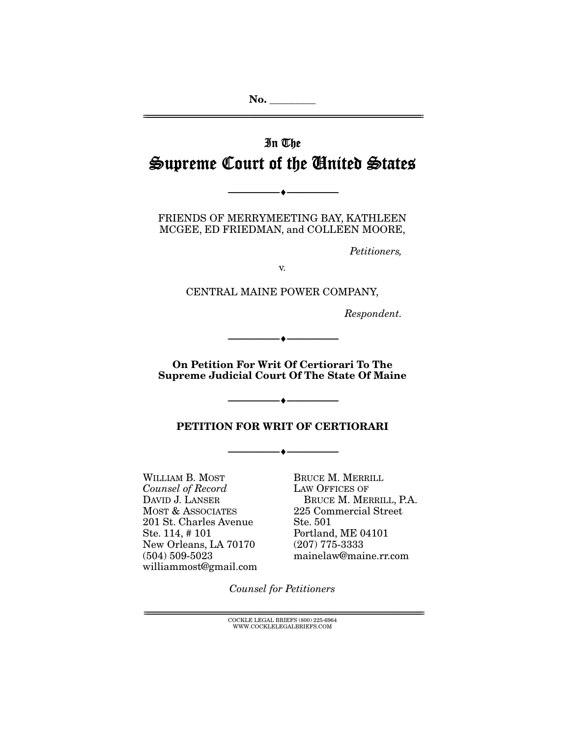No. ________

# In The Supreme Court of the United States

---

FRIENDS OF MERRYMEETING BAY, KATHLEEN MCGEE, ED FRIEDMAN, and COLLEEN MOORE,

*Petitioners,*

v.

CENTRAL MAINE POWER COMPANY,

*Respondent.*

---

**On Petition For Writ Of Certiorari To The Supreme Judicial Court Of The State Of Maine**

---

**PETITION FOR WRIT OF CERTIORARI**

---

WILLIAM B. MOST
*Counsel of Record*
DAVID J. LANSER
MOST & ASSOCIATES
201 St. Charles Avenue
Ste. 114, # 101
New Orleans, LA 70170
(504) 509-5023
williammost@gmail.com

BRUCE M. MERRILL
LAW OFFICES OF
BRUCE M. MERRILL, P.A.
225 Commercial Street
Ste. 501
Portland, ME 04101
(207) 775-3333
mainelaw@maine.rr.com

*Counsel for Petitioners*

COCKLE LEGAL BRIEFS (800) 225-6964
WWW.COCKLELEGALBRIEFS.COM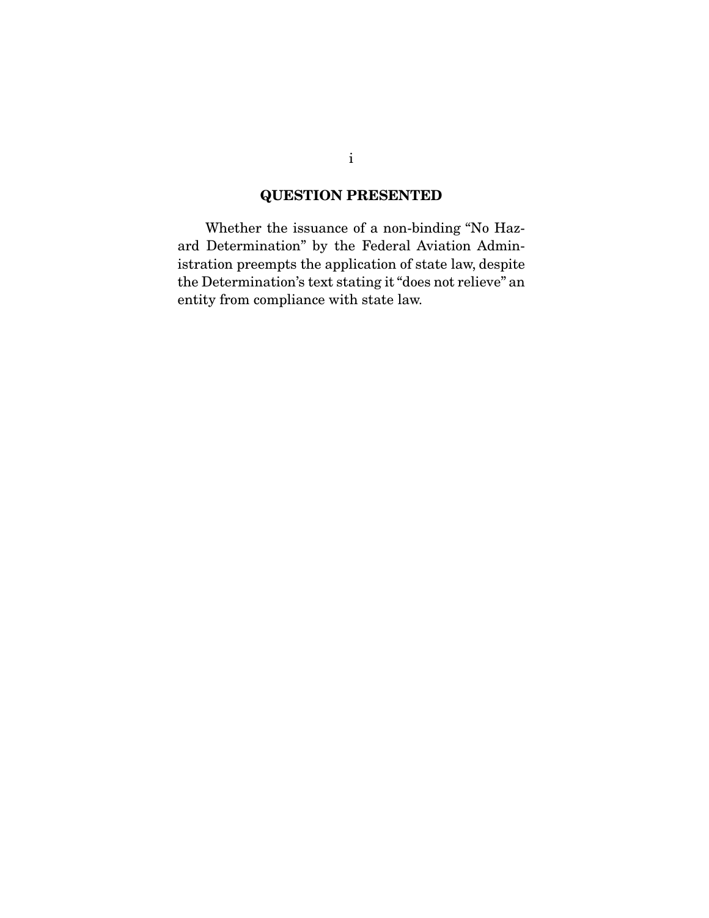# QUESTION PRESENTED

Whether the issuance of a non-binding "No Hazard Determination" by the Federal Aviation Administration preempts the application of state law, despite the Determination's text stating it "does not relieve" an entity from compliance with state law.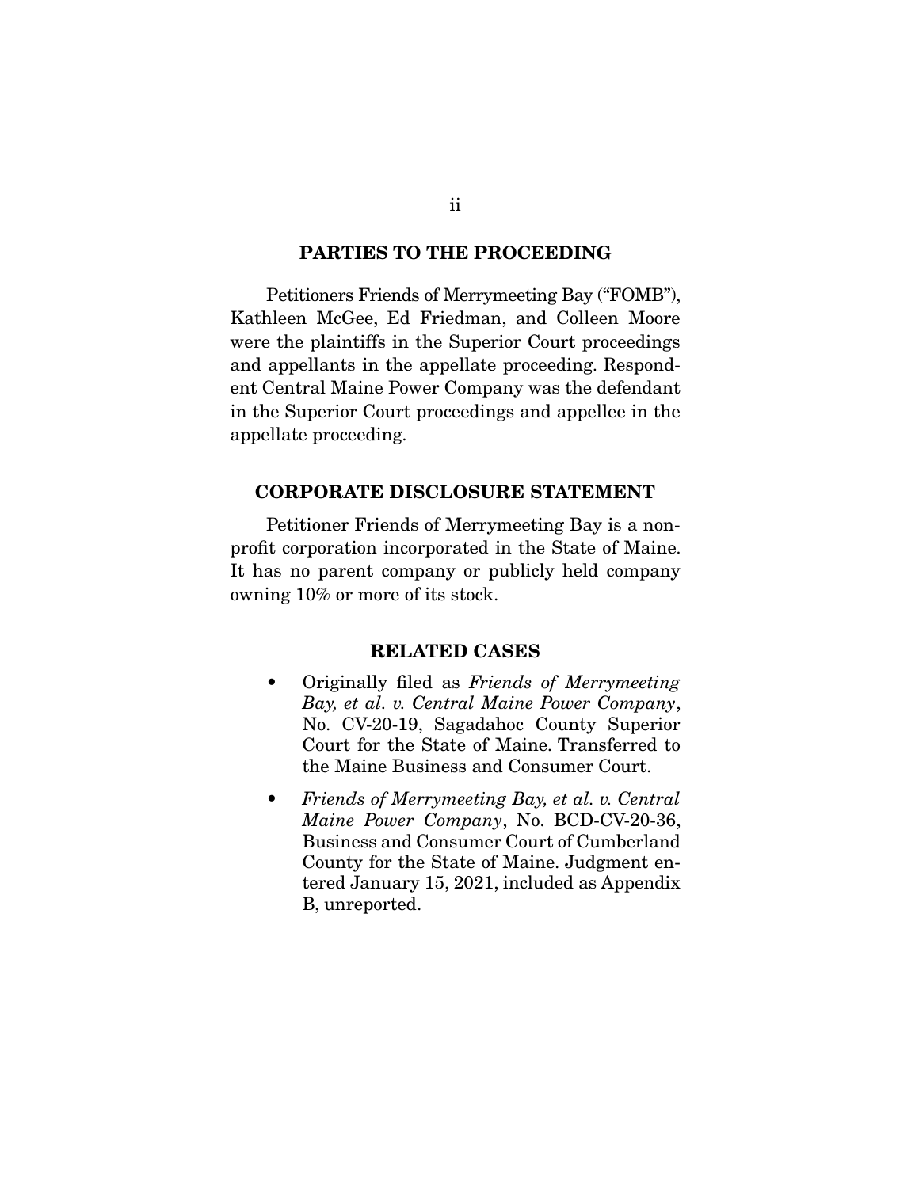## PARTIES TO THE PROCEEDING

Petitioners Friends of Merrymeeting Bay ("FOMB"), Kathleen McGee, Ed Friedman, and Colleen Moore were the plaintiffs in the Superior Court proceedings and appellants in the appellate proceeding. Respondent Central Maine Power Company was the defendant in the Superior Court proceedings and appellee in the appellate proceeding.

## CORPORATE DISCLOSURE STATEMENT

Petitioner Friends of Merrymeeting Bay is a non-profit corporation incorporated in the State of Maine. It has no parent company or publicly held company owning 10% or more of its stock.

## RELATED CASES

- Originally filed as *Friends of Merrymeeting Bay, et al. v. Central Maine Power Company*, No. CV-20-19, Sagadahoc County Superior Court for the State of Maine. Transferred to the Maine Business and Consumer Court.
- *Friends of Merrymeeting Bay, et al. v. Central Maine Power Company*, No. BCD-CV-20-36, Business and Consumer Court of Cumberland County for the State of Maine. Judgment entered January 15, 2021, included as Appendix B, unreported.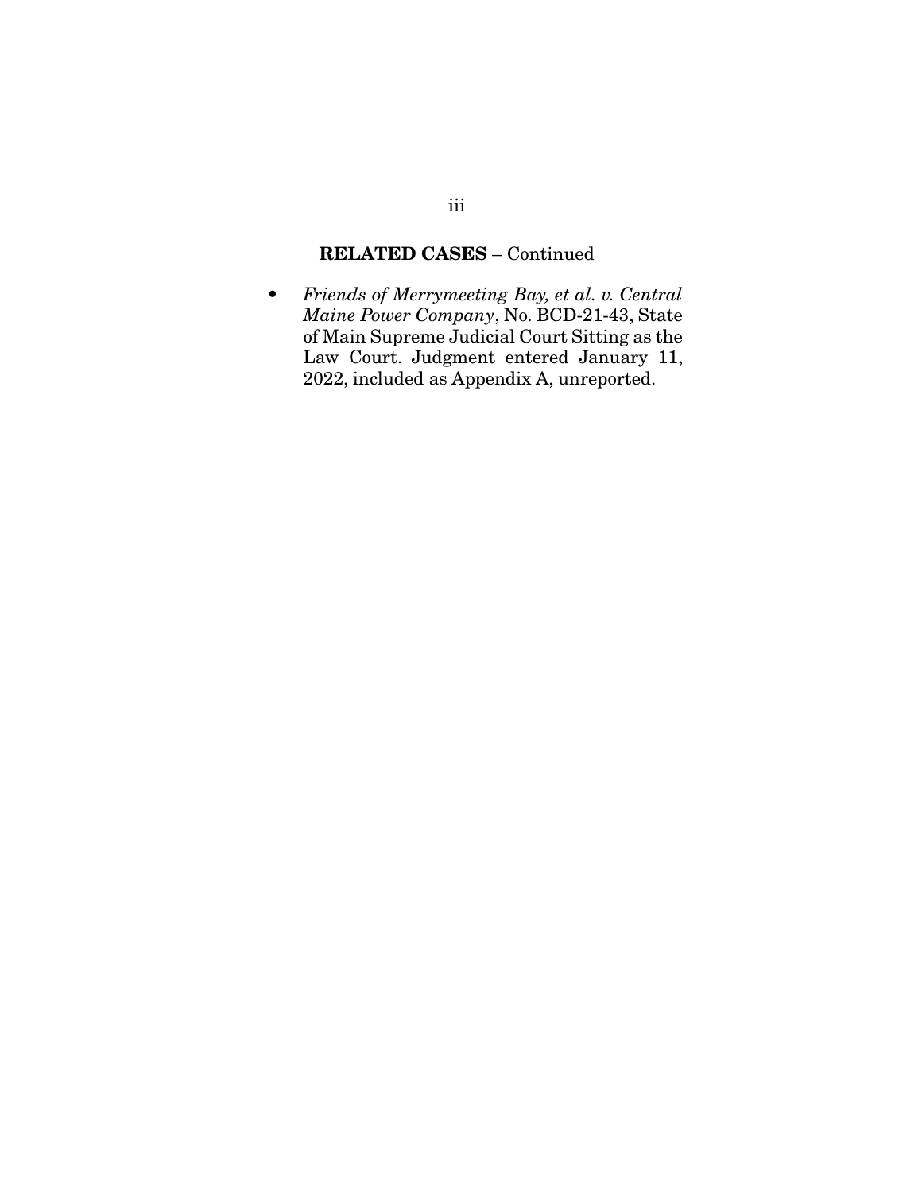**RELATED CASES** – Continued

- *Friends of Merrymeeting Bay, et al. v. Central Maine Power Company*, No. BCD-21-43, State of Main Supreme Judicial Court Sitting as the Law Court. Judgment entered January 11, 2022, included as Appendix A, unreported.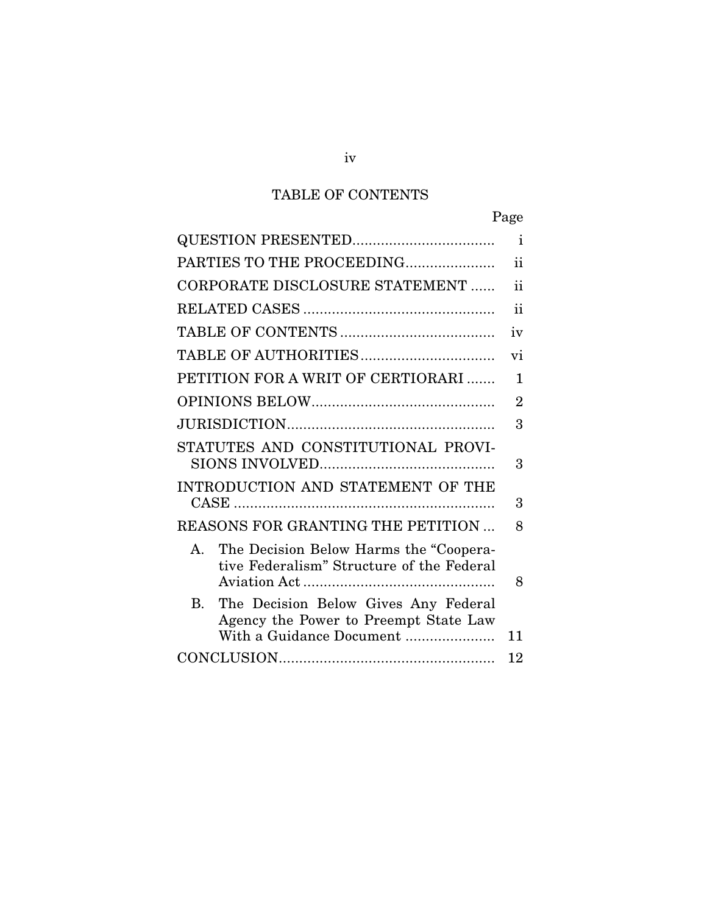## TABLE OF CONTENTS

| | Page |
|---|---|
| QUESTION PRESENTED | i |
| PARTIES TO THE PROCEEDING | ii |
| CORPORATE DISCLOSURE STATEMENT | ii |
| RELATED CASES | ii |
| TABLE OF CONTENTS | iv |
| TABLE OF AUTHORITIES | vi |
| PETITION FOR A WRIT OF CERTIORARI | 1 |
| OPINIONS BELOW | 2 |
| JURISDICTION | 3 |
| STATUTES AND CONSTITUTIONAL PROVISIONS INVOLVED | 3 |
| INTRODUCTION AND STATEMENT OF THE CASE | 3 |
| REASONS FOR GRANTING THE PETITION | 8 |
| A. The Decision Below Harms the "Cooperative Federalism" Structure of the Federal Aviation Act | 8 |
| B. The Decision Below Gives Any Federal Agency the Power to Preempt State Law With a Guidance Document | 11 |
| CONCLUSION | 12 |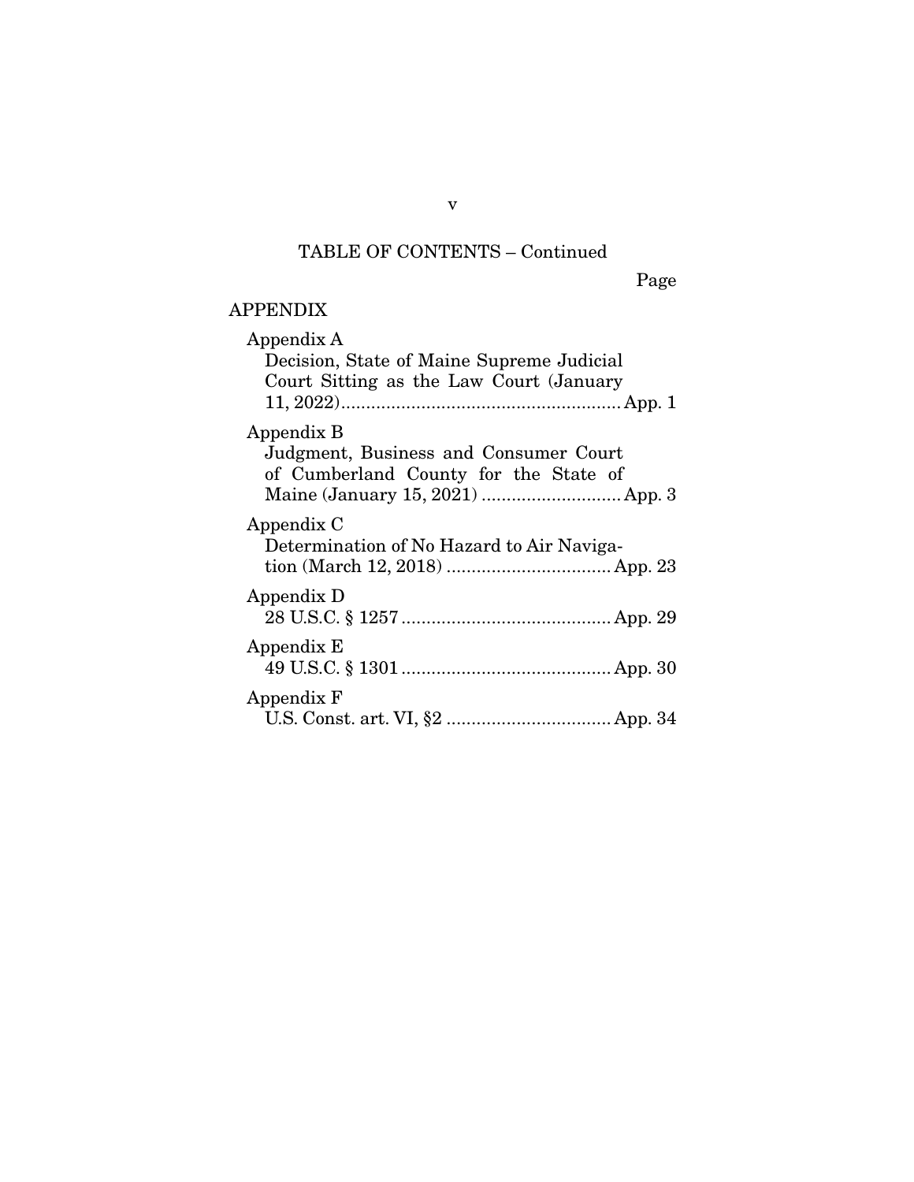## TABLE OF CONTENTS – Continued

Page

APPENDIX

Appendix A
Decision, State of Maine Supreme Judicial Court Sitting as the Law Court (January 11, 2022) ........................................................ App. 1

Appendix B
Judgment, Business and Consumer Court of Cumberland County for the State of Maine (January 15, 2021) ............................ App. 3

Appendix C
Determination of No Hazard to Air Navigation (March 12, 2018) ................................ App. 23

Appendix D
28 U.S.C. § 1257 .......................................... App. 29

Appendix E
49 U.S.C. § 1301 .......................................... App. 30

Appendix F
U.S. Const. art. VI, §2 ................................. App. 34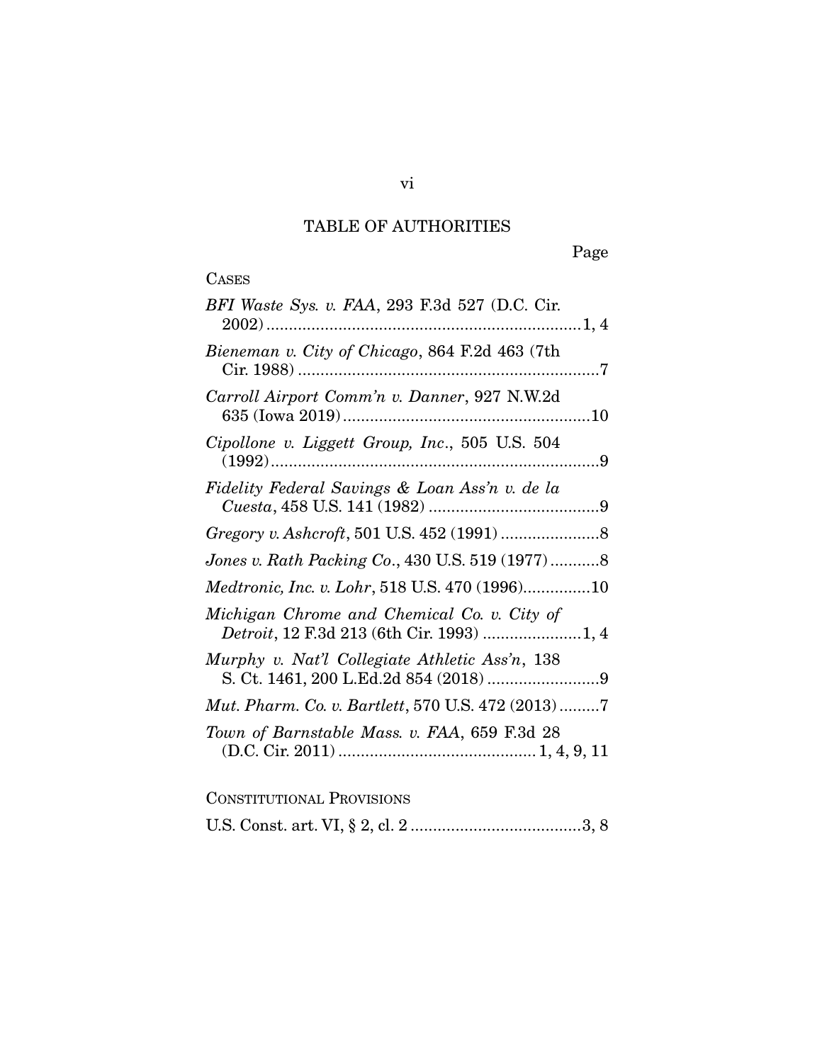# TABLE OF AUTHORITIES

Page

CASES

*BFI Waste Sys. v. FAA*, 293 F.3d 527 (D.C. Cir. 2002) .......................................................................1, 4

*Bieneman v. City of Chicago*, 864 F.2d 463 (7th Cir. 1988) ....................................................................7

*Carroll Airport Comm'n v. Danner*, 927 N.W.2d 635 (Iowa 2019) ........................................................10

*Cipollone v. Liggett Group, Inc.*, 505 U.S. 504 (1992) ..........................................................................9

*Fidelity Federal Savings & Loan Ass'n v. de la Cuesta*, 458 U.S. 141 (1982) ......................................9

*Gregory v. Ashcroft*, 501 U.S. 452 (1991) ......................8

*Jones v. Rath Packing Co.*, 430 U.S. 519 (1977) ...........8

*Medtronic, Inc. v. Lohr*, 518 U.S. 470 (1996)...............10

*Michigan Chrome and Chemical Co. v. City of Detroit*, 12 F.3d 213 (6th Cir. 1993) ......................1, 4

*Murphy v. Nat'l Collegiate Athletic Ass'n*, 138 S. Ct. 1461, 200 L.Ed.2d 854 (2018) .........................9

*Mut. Pharm. Co. v. Bartlett*, 570 U.S. 472 (2013).........7

*Town of Barnstable Mass. v. FAA*, 659 F.3d 28 (D.C. Cir. 2011) ............................................ 1, 4, 9, 11

CONSTITUTIONAL PROVISIONS

U.S. Const. art. VI, § 2, cl. 2 ......................................3, 8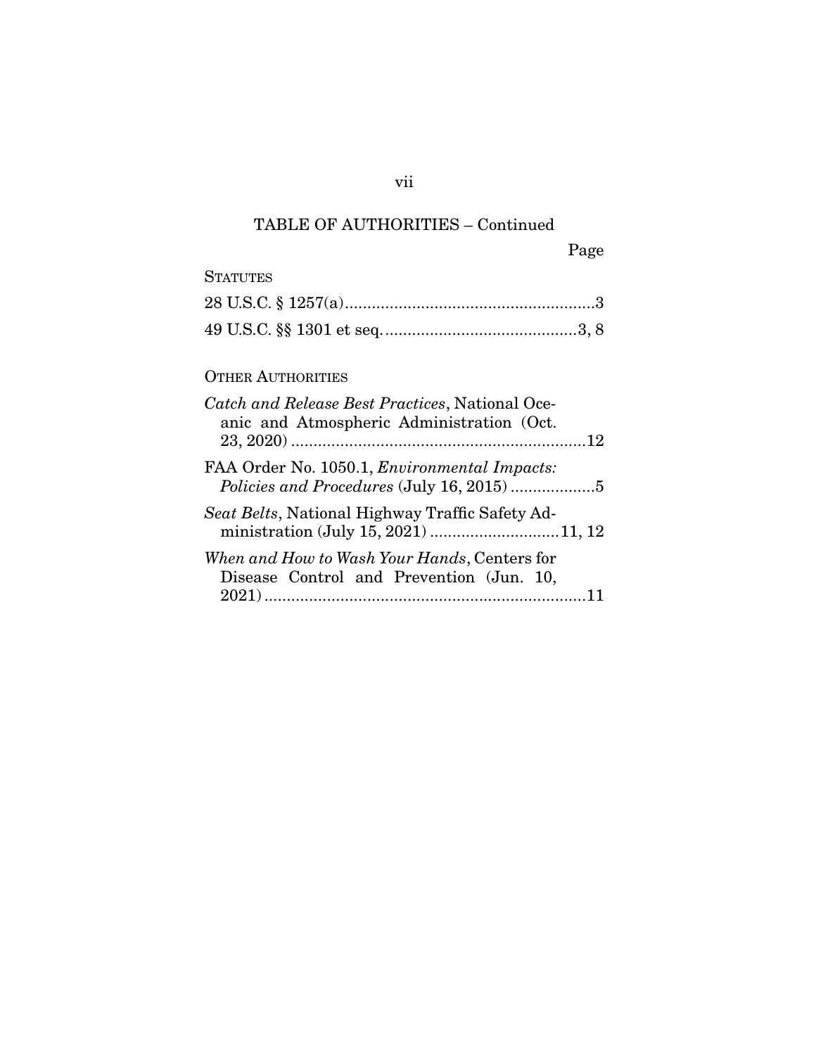## TABLE OF AUTHORITIES – Continued

Page

### STATUTES

28 U.S.C. § 1257(a)........................................................3

49 U.S.C. §§ 1301 et seq. ...........................................3, 8

### OTHER AUTHORITIES

*Catch and Release Best Practices*, National Oceanic and Atmospheric Administration (Oct. 23, 2020) ..................................................................12

FAA Order No. 1050.1, *Environmental Impacts: Policies and Procedures* (July 16, 2015) ...................5

*Seat Belts*, National Highway Traffic Safety Administration (July 15, 2021) ............................11, 12

*When and How to Wash Your Hands*, Centers for Disease Control and Prevention (Jun. 10, 2021) ........................................................................11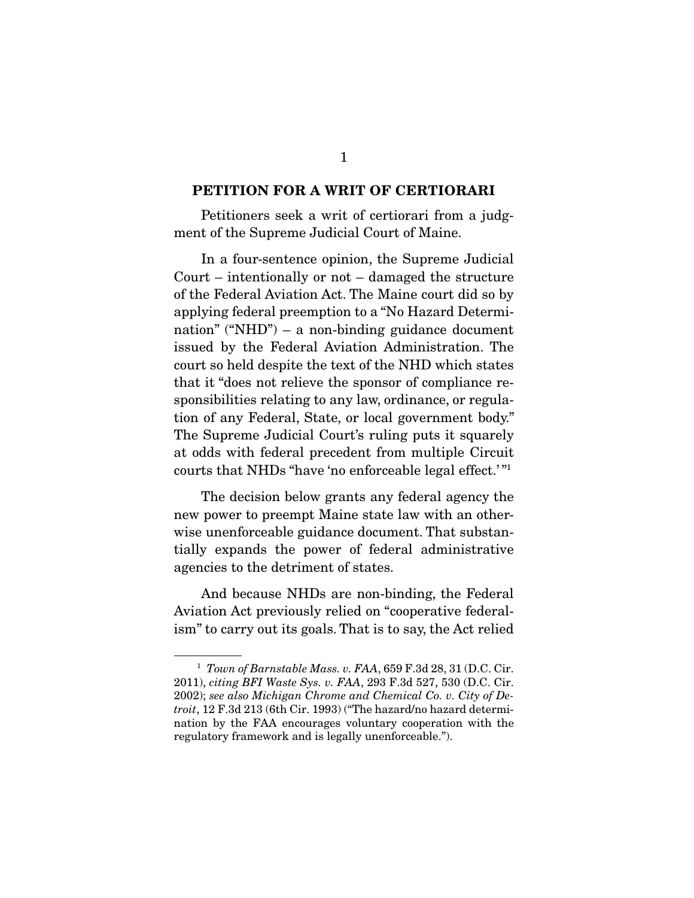## PETITION FOR A WRIT OF CERTIORARI

Petitioners seek a writ of certiorari from a judgment of the Supreme Judicial Court of Maine.

In a four-sentence opinion, the Supreme Judicial Court – intentionally or not – damaged the structure of the Federal Aviation Act. The Maine court did so by applying federal preemption to a "No Hazard Determination" ("NHD") – a non-binding guidance document issued by the Federal Aviation Administration. The court so held despite the text of the NHD which states that it "does not relieve the sponsor of compliance responsibilities relating to any law, ordinance, or regulation of any Federal, State, or local government body." The Supreme Judicial Court's ruling puts it squarely at odds with federal precedent from multiple Circuit courts that NHDs "have 'no enforceable legal effect.'"[1]

The decision below grants any federal agency the new power to preempt Maine state law with an otherwise unenforceable guidance document. That substantially expands the power of federal administrative agencies to the detriment of states.

And because NHDs are non-binding, the Federal Aviation Act previously relied on "cooperative federalism" to carry out its goals. That is to say, the Act relied

---

[1] *Town of Barnstable Mass. v. FAA*, 659 F.3d 28, 31 (D.C. Cir. 2011), *citing BFI Waste Sys. v. FAA*, 293 F.3d 527, 530 (D.C. Cir. 2002); *see also Michigan Chrome and Chemical Co. v. City of Detroit*, 12 F.3d 213 (6th Cir. 1993) ("The hazard/no hazard determination by the FAA encourages voluntary cooperation with the regulatory framework and is legally unenforceable.").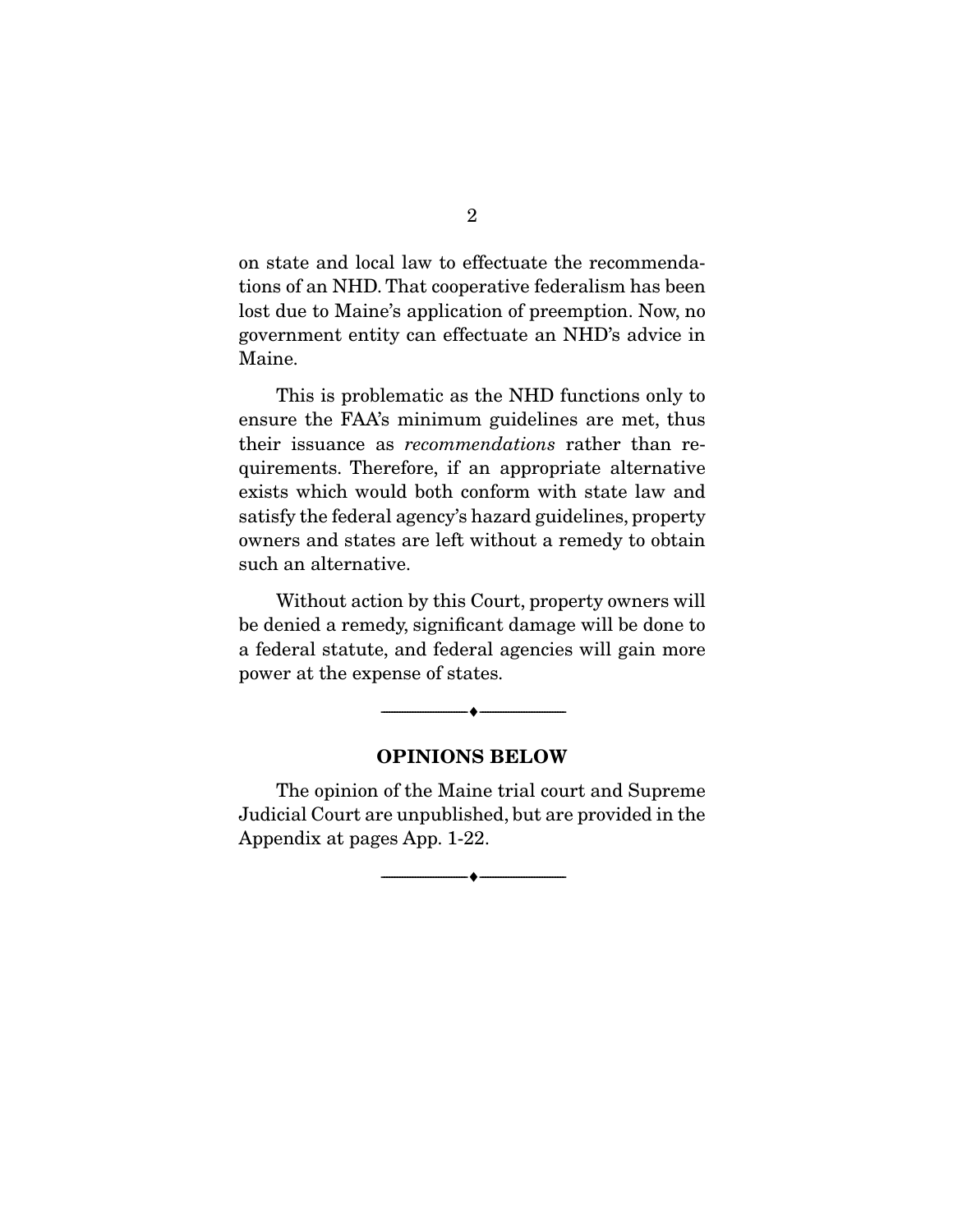on state and local law to effectuate the recommendations of an NHD. That cooperative federalism has been lost due to Maine's application of preemption. Now, no government entity can effectuate an NHD's advice in Maine.

This is problematic as the NHD functions only to ensure the FAA's minimum guidelines are met, thus their issuance as *recommendations* rather than requirements. Therefore, if an appropriate alternative exists which would both conform with state law and satisfy the federal agency's hazard guidelines, property owners and states are left without a remedy to obtain such an alternative.

Without action by this Court, property owners will be denied a remedy, significant damage will be done to a federal statute, and federal agencies will gain more power at the expense of states.

---

## OPINIONS BELOW

The opinion of the Maine trial court and Supreme Judicial Court are unpublished, but are provided in the Appendix at pages App. 1-22.

---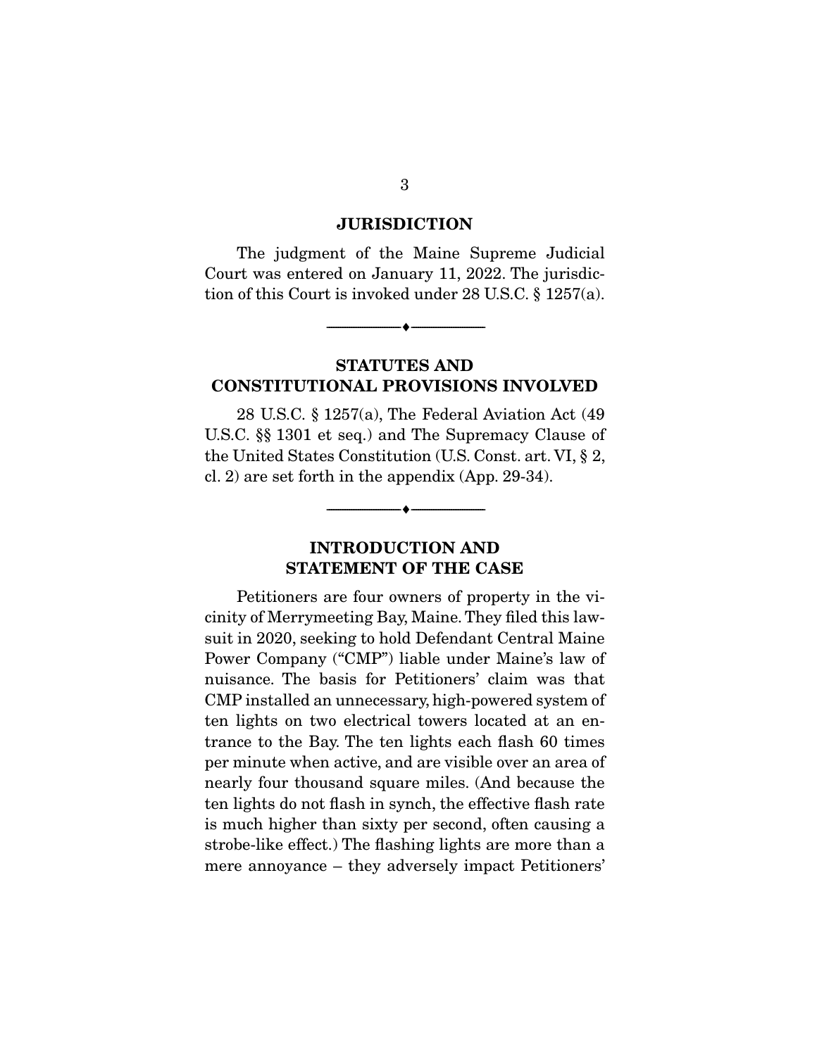## JURISDICTION

The judgment of the Maine Supreme Judicial Court was entered on January 11, 2022. The jurisdiction of this Court is invoked under 28 U.S.C. § 1257(a).

---

## STATUTES AND CONSTITUTIONAL PROVISIONS INVOLVED

28 U.S.C. § 1257(a), The Federal Aviation Act (49 U.S.C. §§ 1301 et seq.) and The Supremacy Clause of the United States Constitution (U.S. Const. art. VI, § 2, cl. 2) are set forth in the appendix (App. 29-34).

---

## INTRODUCTION AND STATEMENT OF THE CASE

Petitioners are four owners of property in the vicinity of Merrymeeting Bay, Maine. They filed this lawsuit in 2020, seeking to hold Defendant Central Maine Power Company ("CMP") liable under Maine's law of nuisance. The basis for Petitioners' claim was that CMP installed an unnecessary, high-powered system of ten lights on two electrical towers located at an entrance to the Bay. The ten lights each flash 60 times per minute when active, and are visible over an area of nearly four thousand square miles. (And because the ten lights do not flash in synch, the effective flash rate is much higher than sixty per second, often causing a strobe-like effect.) The flashing lights are more than a mere annoyance – they adversely impact Petitioners'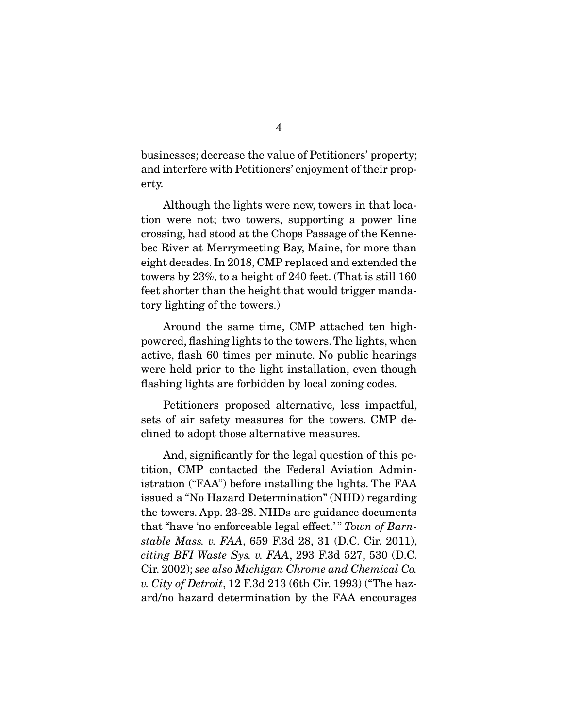businesses; decrease the value of Petitioners' property; and interfere with Petitioners' enjoyment of their property.

Although the lights were new, towers in that location were not; two towers, supporting a power line crossing, had stood at the Chops Passage of the Kennebec River at Merrymeeting Bay, Maine, for more than eight decades. In 2018, CMP replaced and extended the towers by 23%, to a height of 240 feet. (That is still 160 feet shorter than the height that would trigger mandatory lighting of the towers.)

Around the same time, CMP attached ten high-powered, flashing lights to the towers. The lights, when active, flash 60 times per minute. No public hearings were held prior to the light installation, even though flashing lights are forbidden by local zoning codes.

Petitioners proposed alternative, less impactful, sets of air safety measures for the towers. CMP declined to adopt those alternative measures.

And, significantly for the legal question of this petition, CMP contacted the Federal Aviation Administration ("FAA") before installing the lights. The FAA issued a "No Hazard Determination" (NHD) regarding the towers. App. 23-28. NHDs are guidance documents that "have 'no enforceable legal effect.'" *Town of Barnstable Mass. v. FAA*, 659 F.3d 28, 31 (D.C. Cir. 2011), *citing BFI Waste Sys. v. FAA*, 293 F.3d 527, 530 (D.C. Cir. 2002); *see also Michigan Chrome and Chemical Co. v. City of Detroit*, 12 F.3d 213 (6th Cir. 1993) ("The hazard/no hazard determination by the FAA encourages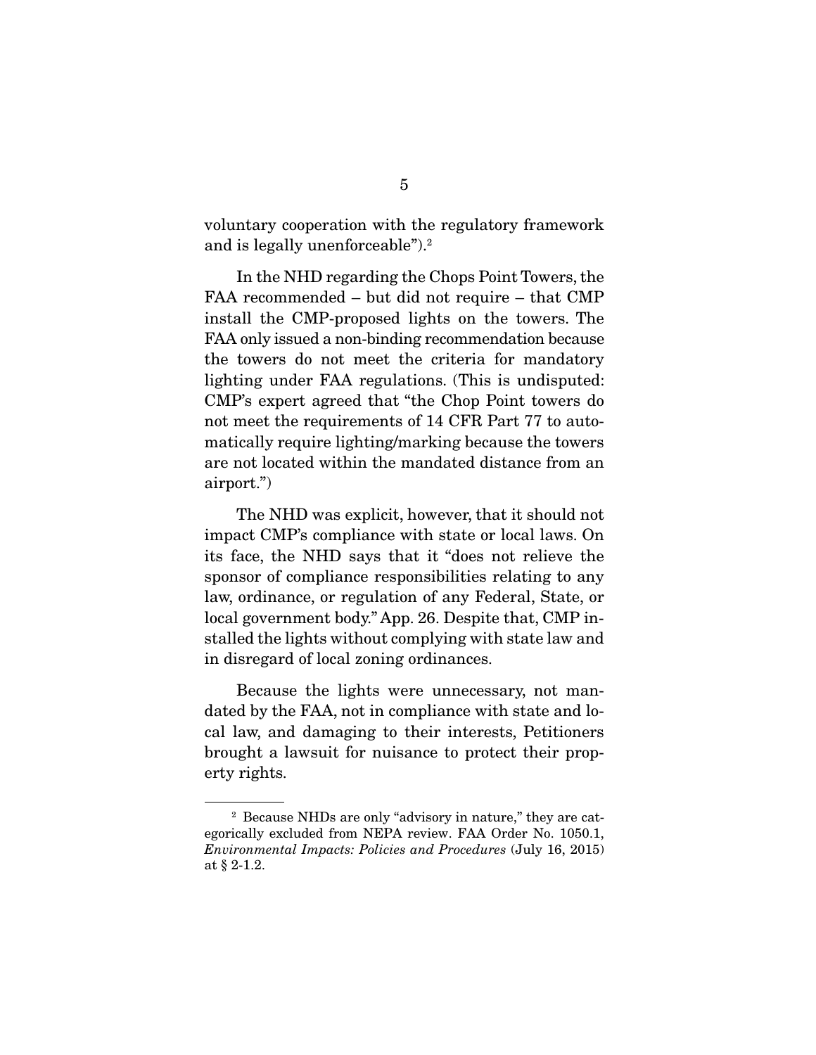voluntary cooperation with the regulatory framework and is legally unenforceable").[2]

In the NHD regarding the Chops Point Towers, the FAA recommended – but did not require – that CMP install the CMP-proposed lights on the towers. The FAA only issued a non-binding recommendation because the towers do not meet the criteria for mandatory lighting under FAA regulations. (This is undisputed: CMP's expert agreed that "the Chop Point towers do not meet the requirements of 14 CFR Part 77 to automatically require lighting/marking because the towers are not located within the mandated distance from an airport.")

The NHD was explicit, however, that it should not impact CMP's compliance with state or local laws. On its face, the NHD says that it "does not relieve the sponsor of compliance responsibilities relating to any law, ordinance, or regulation of any Federal, State, or local government body." App. 26. Despite that, CMP installed the lights without complying with state law and in disregard of local zoning ordinances.

Because the lights were unnecessary, not mandated by the FAA, not in compliance with state and local law, and damaging to their interests, Petitioners brought a lawsuit for nuisance to protect their property rights.

---

[2] Because NHDs are only "advisory in nature," they are categorically excluded from NEPA review. FAA Order No. 1050.1, *Environmental Impacts: Policies and Procedures* (July 16, 2015) at § 2-1.2.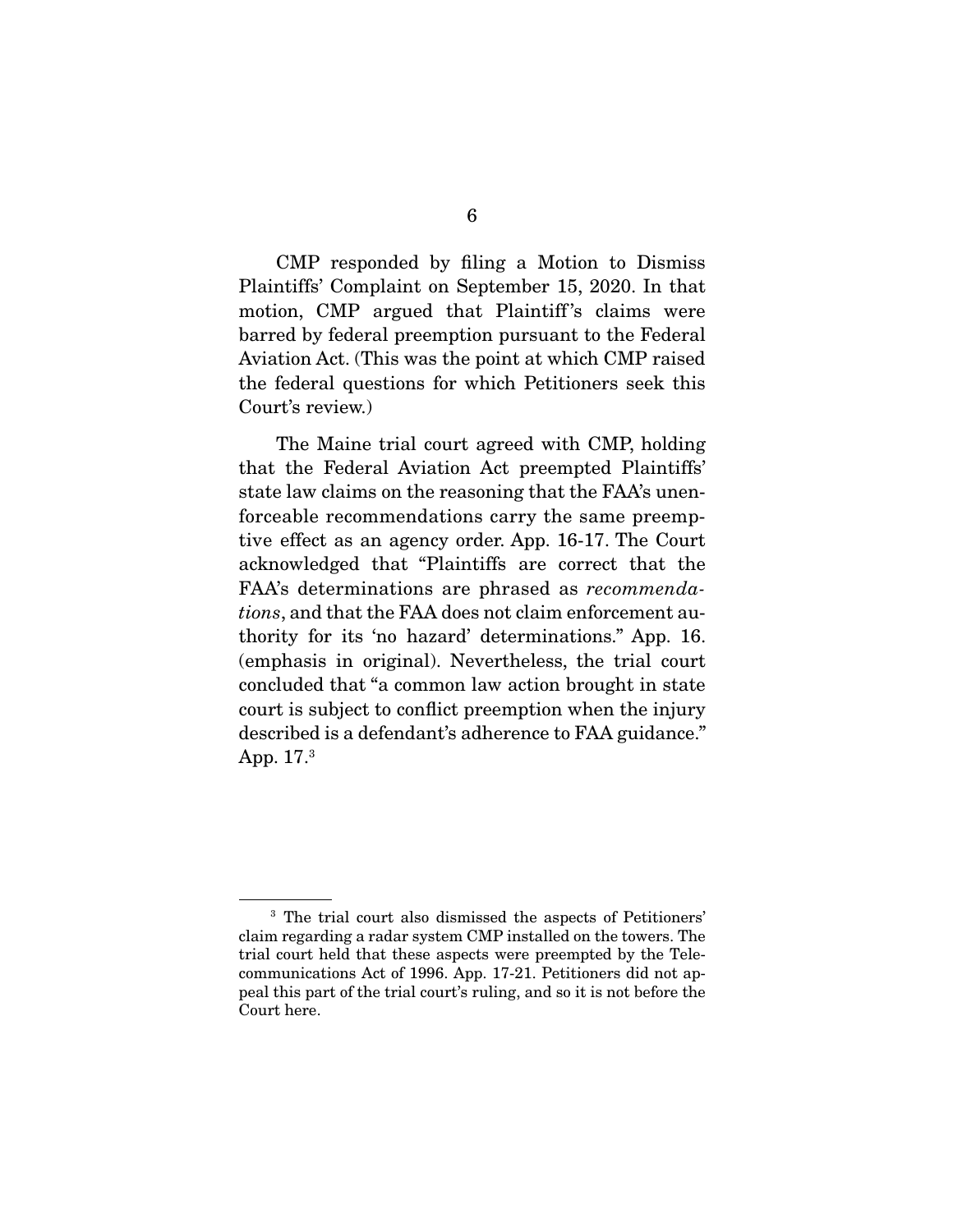CMP responded by filing a Motion to Dismiss Plaintiffs' Complaint on September 15, 2020. In that motion, CMP argued that Plaintiff's claims were barred by federal preemption pursuant to the Federal Aviation Act. (This was the point at which CMP raised the federal questions for which Petitioners seek this Court's review.)

The Maine trial court agreed with CMP, holding that the Federal Aviation Act preempted Plaintiffs' state law claims on the reasoning that the FAA's unenforceable recommendations carry the same preemptive effect as an agency order. App. 16-17. The Court acknowledged that "Plaintiffs are correct that the FAA's determinations are phrased as *recommendations*, and that the FAA does not claim enforcement authority for its 'no hazard' determinations." App. 16. (emphasis in original). Nevertheless, the trial court concluded that "a common law action brought in state court is subject to conflict preemption when the injury described is a defendant's adherence to FAA guidance." App. 17.[3]

---

[3] The trial court also dismissed the aspects of Petitioners' claim regarding a radar system CMP installed on the towers. The trial court held that these aspects were preempted by the Telecommunications Act of 1996. App. 17-21. Petitioners did not appeal this part of the trial court's ruling, and so it is not before the Court here.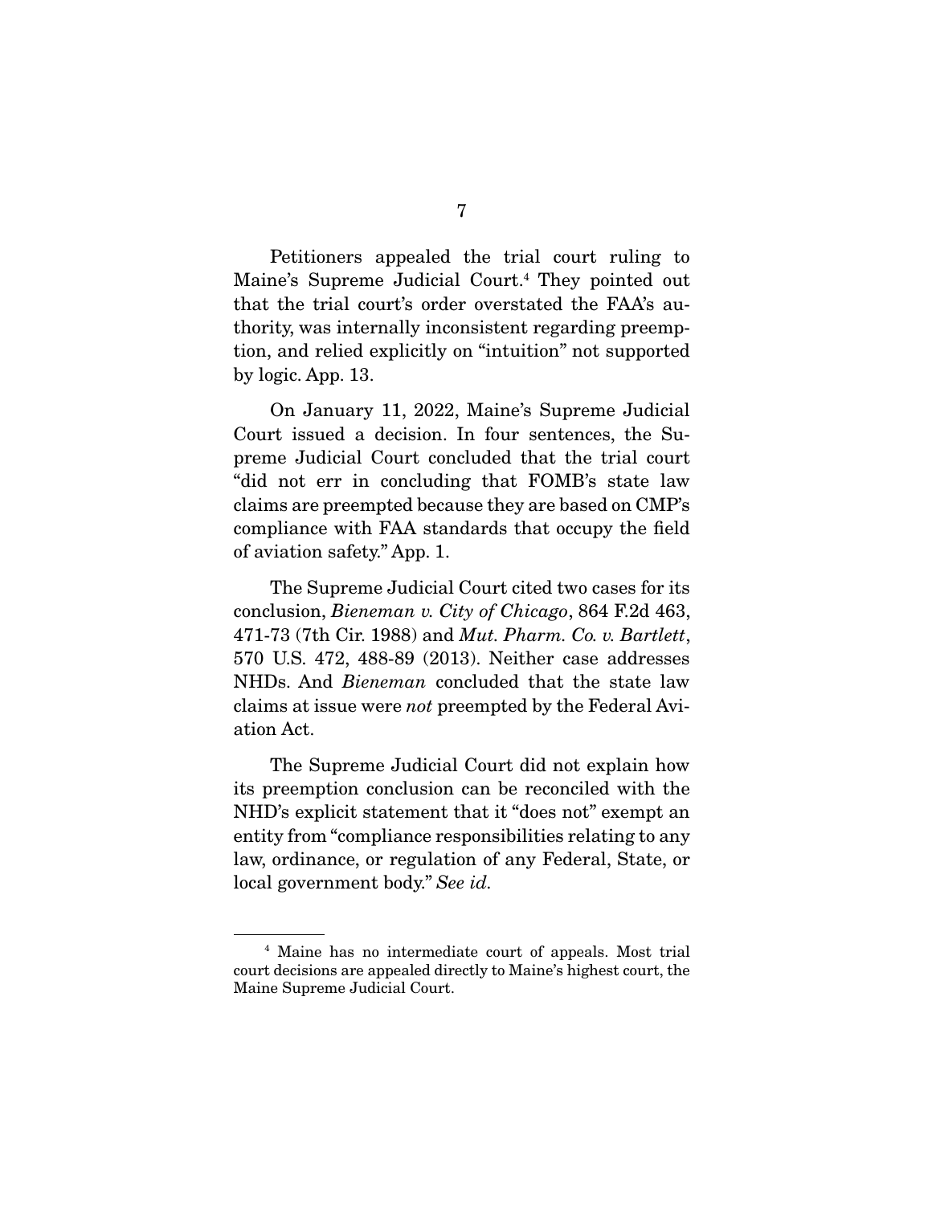Petitioners appealed the trial court ruling to Maine's Supreme Judicial Court.[4] They pointed out that the trial court's order overstated the FAA's authority, was internally inconsistent regarding preemption, and relied explicitly on "intuition" not supported by logic. App. 13.

On January 11, 2022, Maine's Supreme Judicial Court issued a decision. In four sentences, the Supreme Judicial Court concluded that the trial court "did not err in concluding that FOMB's state law claims are preempted because they are based on CMP's compliance with FAA standards that occupy the field of aviation safety." App. 1.

The Supreme Judicial Court cited two cases for its conclusion, *Bieneman v. City of Chicago*, 864 F.2d 463, 471-73 (7th Cir. 1988) and *Mut. Pharm. Co. v. Bartlett*, 570 U.S. 472, 488-89 (2013). Neither case addresses NHDs. And *Bieneman* concluded that the state law claims at issue were *not* preempted by the Federal Aviation Act.

The Supreme Judicial Court did not explain how its preemption conclusion can be reconciled with the NHD's explicit statement that it "does not" exempt an entity from "compliance responsibilities relating to any law, ordinance, or regulation of any Federal, State, or local government body." *See id.*

---

[4] Maine has no intermediate court of appeals. Most trial court decisions are appealed directly to Maine's highest court, the Maine Supreme Judicial Court.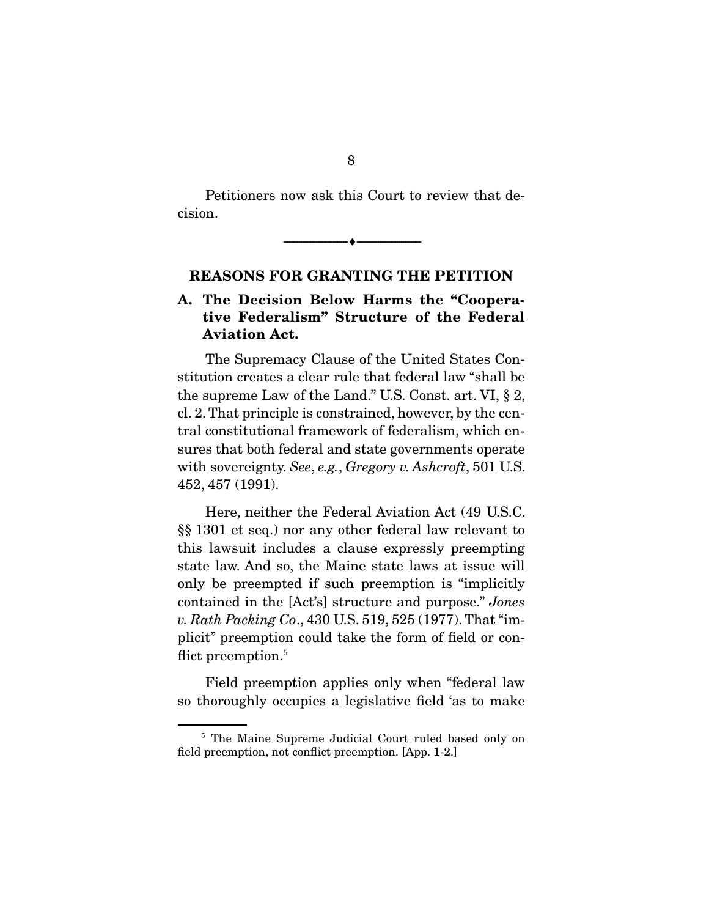Petitioners now ask this Court to review that decision.

---

## REASONS FOR GRANTING THE PETITION

### A. The Decision Below Harms the "Cooperative Federalism" Structure of the Federal Aviation Act.

The Supremacy Clause of the United States Constitution creates a clear rule that federal law "shall be the supreme Law of the Land." U.S. Const. art. VI, § 2, cl. 2. That principle is constrained, however, by the central constitutional framework of federalism, which ensures that both federal and state governments operate with sovereignty. *See*, *e.g.*, *Gregory v. Ashcroft*, 501 U.S. 452, 457 (1991).

Here, neither the Federal Aviation Act (49 U.S.C. §§ 1301 et seq.) nor any other federal law relevant to this lawsuit includes a clause expressly preempting state law. And so, the Maine state laws at issue will only be preempted if such preemption is "implicitly contained in the [Act's] structure and purpose." *Jones v. Rath Packing Co*., 430 U.S. 519, 525 (1977). That "implicit" preemption could take the form of field or conflict preemption.[5]

Field preemption applies only when "federal law so thoroughly occupies a legislative field 'as to make

---

[5] The Maine Supreme Judicial Court ruled based only on field preemption, not conflict preemption. [App. 1-2.]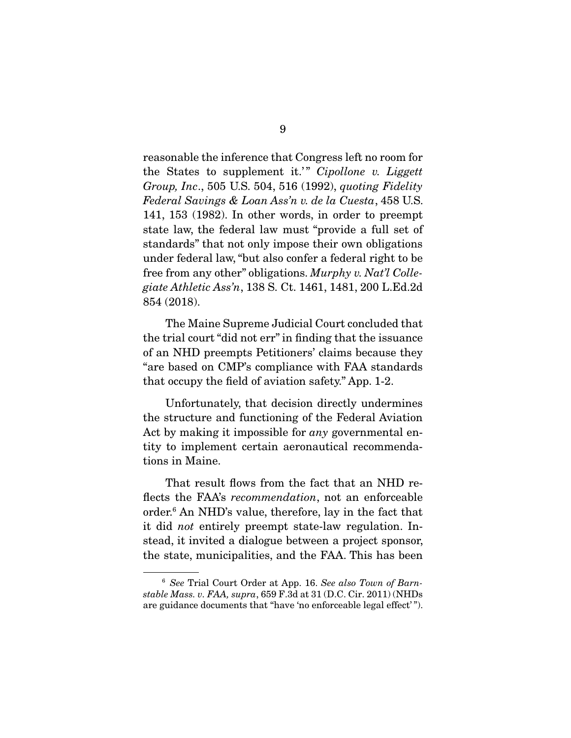reasonable the inference that Congress left no room for the States to supplement it.'" *Cipollone v. Liggett Group, Inc*., 505 U.S. 504, 516 (1992), *quoting Fidelity Federal Savings & Loan Ass'n v. de la Cuesta*, 458 U.S. 141, 153 (1982). In other words, in order to preempt state law, the federal law must "provide a full set of standards" that not only impose their own obligations under federal law, "but also confer a federal right to be free from any other" obligations. *Murphy v. Nat'l Collegiate Athletic Ass'n*, 138 S. Ct. 1461, 1481, 200 L.Ed.2d 854 (2018).

The Maine Supreme Judicial Court concluded that the trial court "did not err" in finding that the issuance of an NHD preempts Petitioners' claims because they "are based on CMP's compliance with FAA standards that occupy the field of aviation safety." App. 1-2.

Unfortunately, that decision directly undermines the structure and functioning of the Federal Aviation Act by making it impossible for *any* governmental entity to implement certain aeronautical recommendations in Maine.

That result flows from the fact that an NHD reflects the FAA's *recommendation*, not an enforceable order.[6] An NHD's value, therefore, lay in the fact that it did *not* entirely preempt state-law regulation. Instead, it invited a dialogue between a project sponsor, the state, municipalities, and the FAA. This has been

---

[6] *See* Trial Court Order at App. 16. *See also Town of Barnstable Mass. v. FAA, supra*, 659 F.3d at 31 (D.C. Cir. 2011) (NHDs are guidance documents that "have 'no enforceable legal effect'").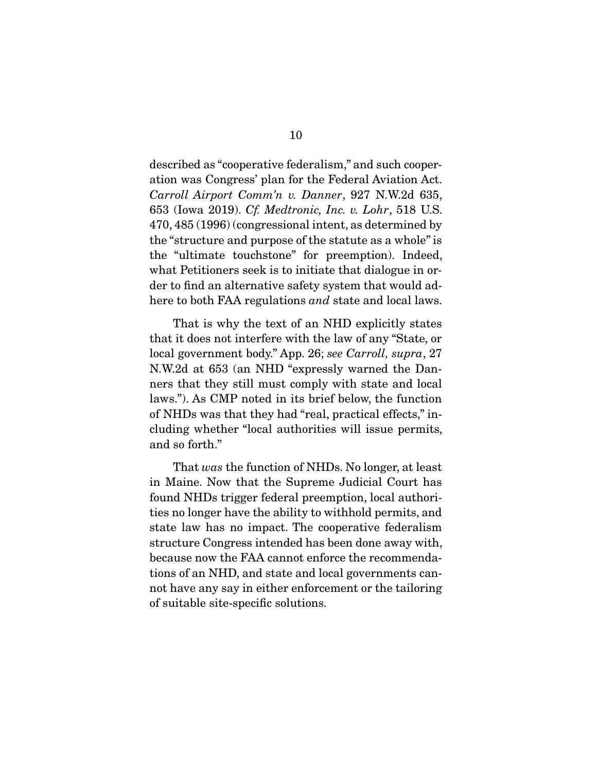described as "cooperative federalism," and such cooperation was Congress' plan for the Federal Aviation Act. *Carroll Airport Comm'n v. Danner*, 927 N.W.2d 635, 653 (Iowa 2019). *Cf. Medtronic, Inc. v. Lohr*, 518 U.S. 470, 485 (1996) (congressional intent, as determined by the "structure and purpose of the statute as a whole" is the "ultimate touchstone" for preemption). Indeed, what Petitioners seek is to initiate that dialogue in order to find an alternative safety system that would adhere to both FAA regulations *and* state and local laws.

That is why the text of an NHD explicitly states that it does not interfere with the law of any "State, or local government body." App. 26; *see Carroll, supra*, 27 N.W.2d at 653 (an NHD "expressly warned the Danners that they still must comply with state and local laws."). As CMP noted in its brief below, the function of NHDs was that they had "real, practical effects," including whether "local authorities will issue permits, and so forth."

That *was* the function of NHDs. No longer, at least in Maine. Now that the Supreme Judicial Court has found NHDs trigger federal preemption, local authorities no longer have the ability to withhold permits, and state law has no impact. The cooperative federalism structure Congress intended has been done away with, because now the FAA cannot enforce the recommendations of an NHD, and state and local governments cannot have any say in either enforcement or the tailoring of suitable site-specific solutions.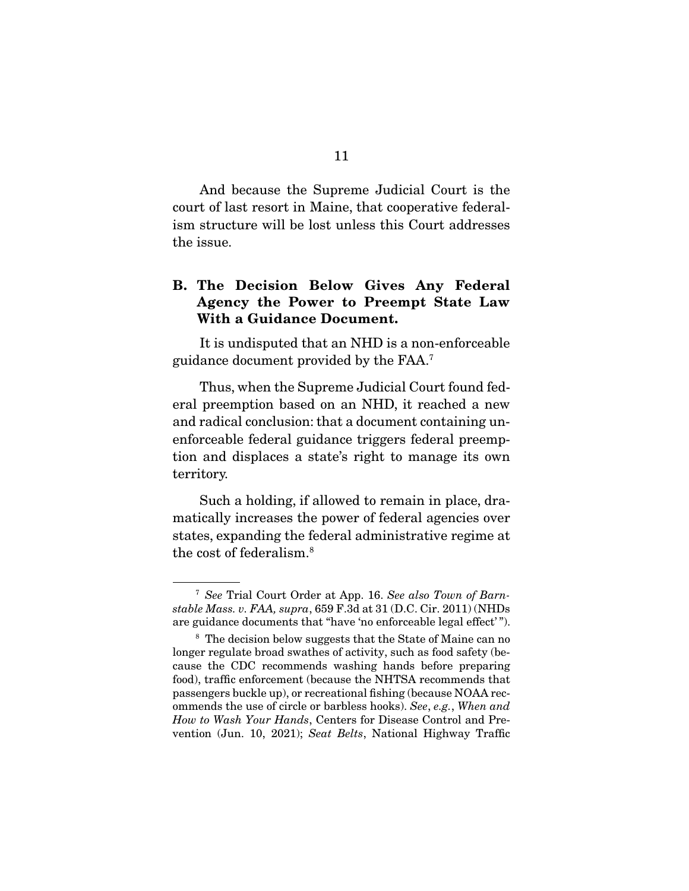And because the Supreme Judicial Court is the court of last resort in Maine, that cooperative federalism structure will be lost unless this Court addresses the issue.

### B. The Decision Below Gives Any Federal Agency the Power to Preempt State Law With a Guidance Document.

It is undisputed that an NHD is a non-enforceable guidance document provided by the FAA.[7]

Thus, when the Supreme Judicial Court found federal preemption based on an NHD, it reached a new and radical conclusion: that a document containing unenforceable federal guidance triggers federal preemption and displaces a state's right to manage its own territory.

Such a holding, if allowed to remain in place, dramatically increases the power of federal agencies over states, expanding the federal administrative regime at the cost of federalism.[8]

---

[7] *See* Trial Court Order at App. 16. *See also Town of Barnstable Mass. v. FAA, supra*, 659 F.3d at 31 (D.C. Cir. 2011) (NHDs are guidance documents that "have 'no enforceable legal effect'").

[8] The decision below suggests that the State of Maine can no longer regulate broad swathes of activity, such as food safety (because the CDC recommends washing hands before preparing food), traffic enforcement (because the NHTSA recommends that passengers buckle up), or recreational fishing (because NOAA recommends the use of circle or barbless hooks). *See*, *e.g.*, *When and How to Wash Your Hands*, Centers for Disease Control and Prevention (Jun. 10, 2021); *Seat Belts*, National Highway Traffic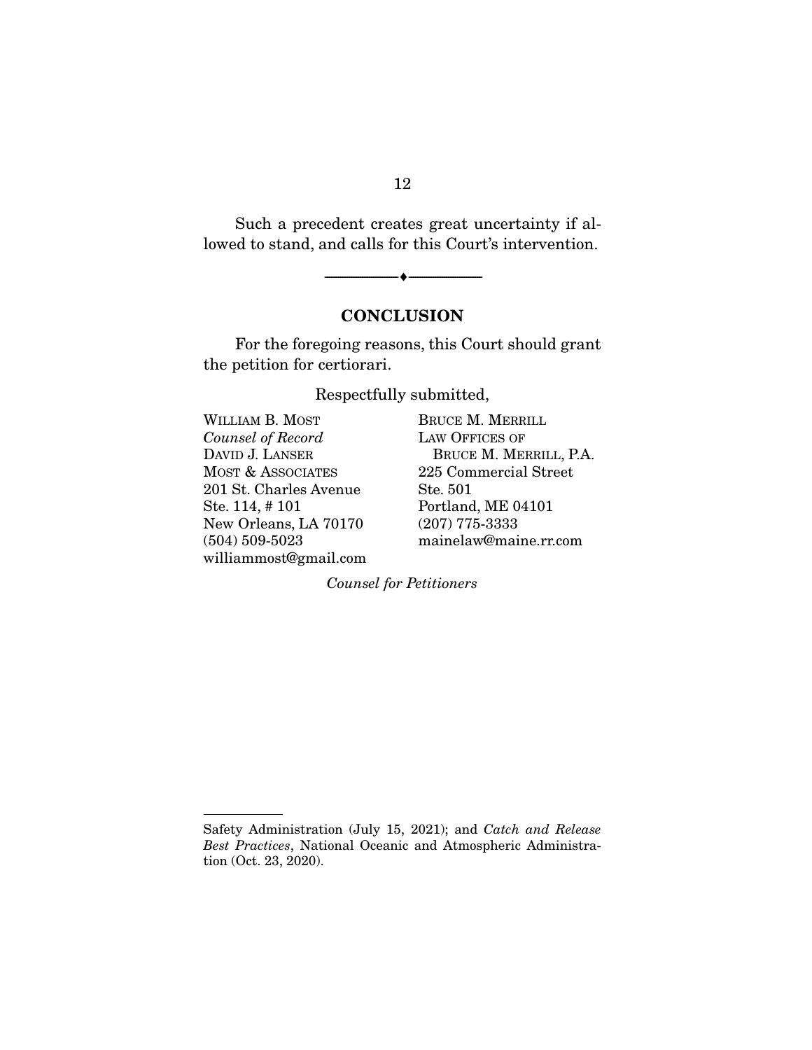Such a precedent creates great uncertainty if allowed to stand, and calls for this Court's intervention.

---

## CONCLUSION

For the foregoing reasons, this Court should grant the petition for certiorari.

Respectfully submitted,

WILLIAM B. MOST
*Counsel of Record*
DAVID J. LANSER
MOST & ASSOCIATES
201 St. Charles Avenue
Ste. 114, # 101
New Orleans, LA 70170
(504) 509-5023
williammost@gmail.com

BRUCE M. MERRILL
LAW OFFICES OF
BRUCE M. MERRILL, P.A.
225 Commercial Street
Ste. 501
Portland, ME 04101
(207) 775-3333
mainelaw@maine.rr.com

*Counsel for Petitioners*

---

Safety Administration (July 15, 2021); and *Catch and Release Best Practices*, National Oceanic and Atmospheric Administration (Oct. 23, 2020).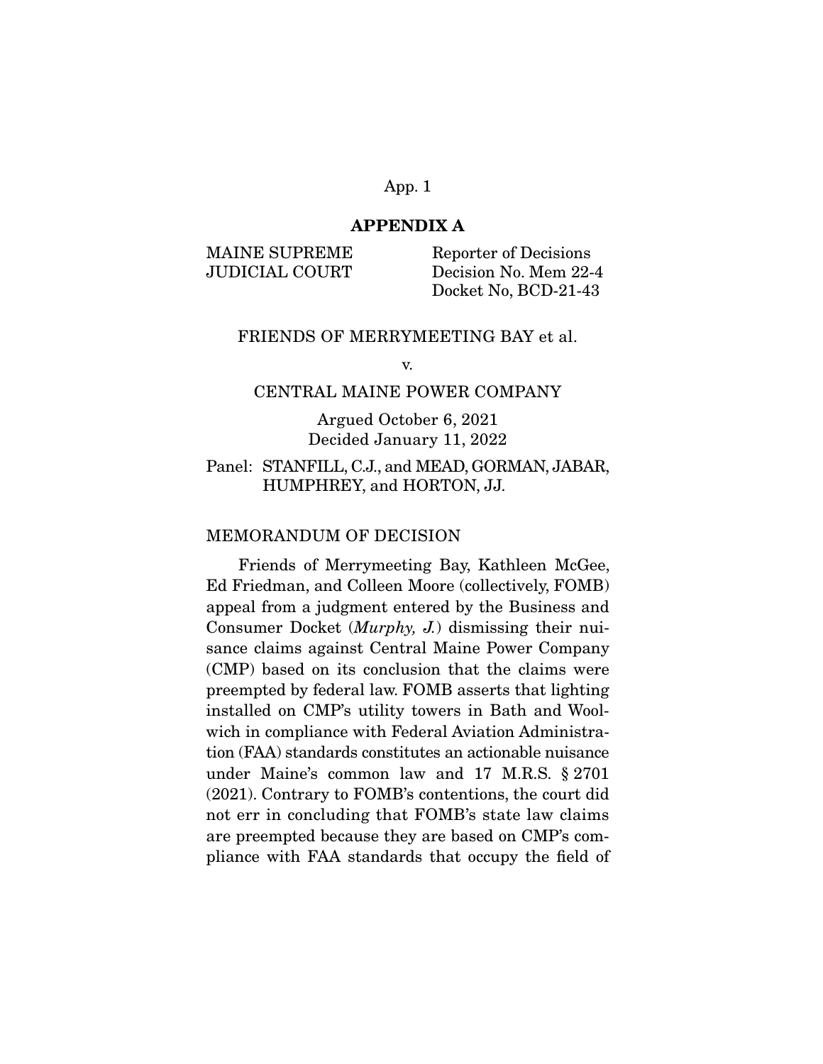## APPENDIX A

| MAINE SUPREME JUDICIAL COURT | Reporter of Decisions Decision No. Mem 22-4 Docket No, BCD-21-43 |
|---|---|

FRIENDS OF MERRYMEETING BAY et al.

v.

CENTRAL MAINE POWER COMPANY

Argued October 6, 2021
Decided January 11, 2022

Panel: STANFILL, C.J., and MEAD, GORMAN, JABAR, HUMPHREY, and HORTON, JJ.

MEMORANDUM OF DECISION

Friends of Merrymeeting Bay, Kathleen McGee, Ed Friedman, and Colleen Moore (collectively, FOMB) appeal from a judgment entered by the Business and Consumer Docket (*Murphy, J.*) dismissing their nuisance claims against Central Maine Power Company (CMP) based on its conclusion that the claims were preempted by federal law. FOMB asserts that lighting installed on CMP's utility towers in Bath and Woolwich in compliance with Federal Aviation Administration (FAA) standards constitutes an actionable nuisance under Maine's common law and 17 M.R.S. § 2701 (2021). Contrary to FOMB's contentions, the court did not err in concluding that FOMB's state law claims are preempted because they are based on CMP's compliance with FAA standards that occupy the field of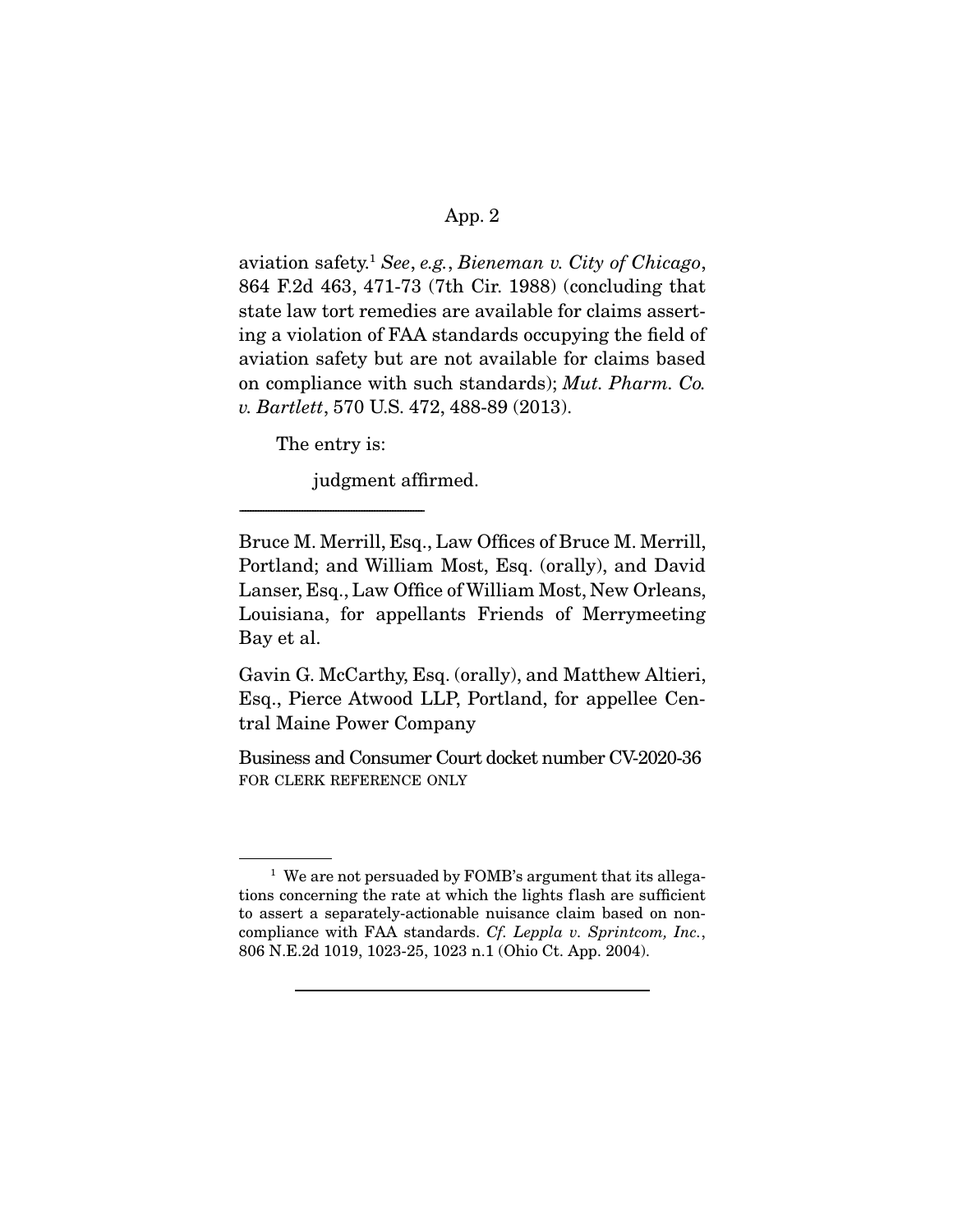aviation safety.[1] *See*, *e.g.*, *Bieneman v. City of Chicago*, 864 F.2d 463, 471-73 (7th Cir. 1988) (concluding that state law tort remedies are available for claims asserting a violation of FAA standards occupying the field of aviation safety but are not available for claims based on compliance with such standards); *Mut. Pharm. Co. v. Bartlett*, 570 U.S. 472, 488-89 (2013).

The entry is:

judgment affirmed.

---

Bruce M. Merrill, Esq., Law Offices of Bruce M. Merrill, Portland; and William Most, Esq. (orally), and David Lanser, Esq., Law Office of William Most, New Orleans, Louisiana, for appellants Friends of Merrymeeting Bay et al.

Gavin G. McCarthy, Esq. (orally), and Matthew Altieri, Esq., Pierce Atwood LLP, Portland, for appellee Central Maine Power Company

Business and Consumer Court docket number CV-2020-36
FOR CLERK REFERENCE ONLY

---

[1] We are not persuaded by FOMB's argument that its allegations concerning the rate at which the lights flash are sufficient to assert a separately-actionable nuisance claim based on noncompliance with FAA standards. *Cf. Leppla v. Sprintcom, Inc.*, 806 N.E.2d 1019, 1023-25, 1023 n.1 (Ohio Ct. App. 2004).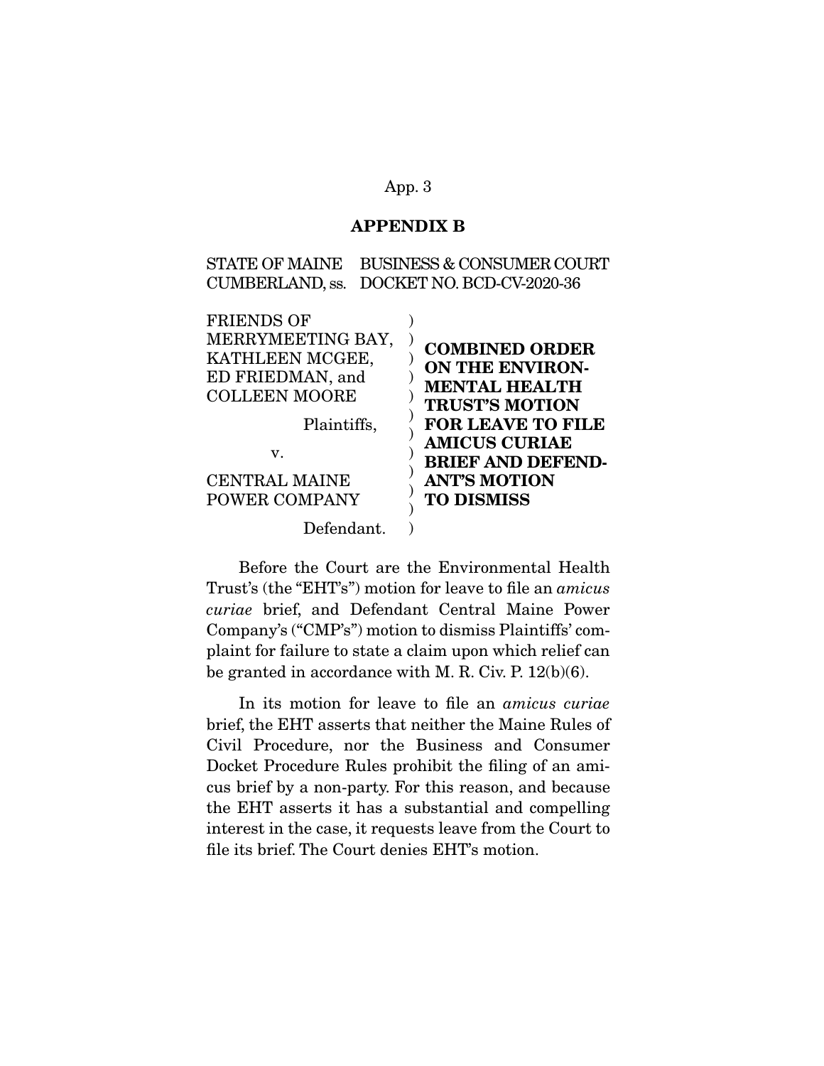## APPENDIX B

STATE OF MAINE  BUSINESS & CONSUMER COURT
CUMBERLAND, ss.  DOCKET NO. BCD-CV-2020-36

| | | |
|---|---|---|
| FRIENDS OF MERRYMEETING BAY, KATHLEEN MCGEE, ED FRIEDMAN, and COLLEEN MOORE | ) | **COMBINED ORDER ON THE ENVIRONMENTAL HEALTH TRUST'S MOTION FOR LEAVE TO FILE AMICUS CURIAE BRIEF AND DEFENDANT'S MOTION TO DISMISS** |
| Plaintiffs, | ) | |
| v. | ) | |
| CENTRAL MAINE POWER COMPANY | ) | |
| Defendant. | ) | |

Before the Court are the Environmental Health Trust's (the "EHT's") motion for leave to file an *amicus curiae* brief, and Defendant Central Maine Power Company's ("CMP's") motion to dismiss Plaintiffs' complaint for failure to state a claim upon which relief can be granted in accordance with M. R. Civ. P. 12(b)(6).

In its motion for leave to file an *amicus curiae* brief, the EHT asserts that neither the Maine Rules of Civil Procedure, nor the Business and Consumer Docket Procedure Rules prohibit the filing of an amicus brief by a non-party. For this reason, and because the EHT asserts it has a substantial and compelling interest in the case, it requests leave from the Court to file its brief. The Court denies EHT's motion.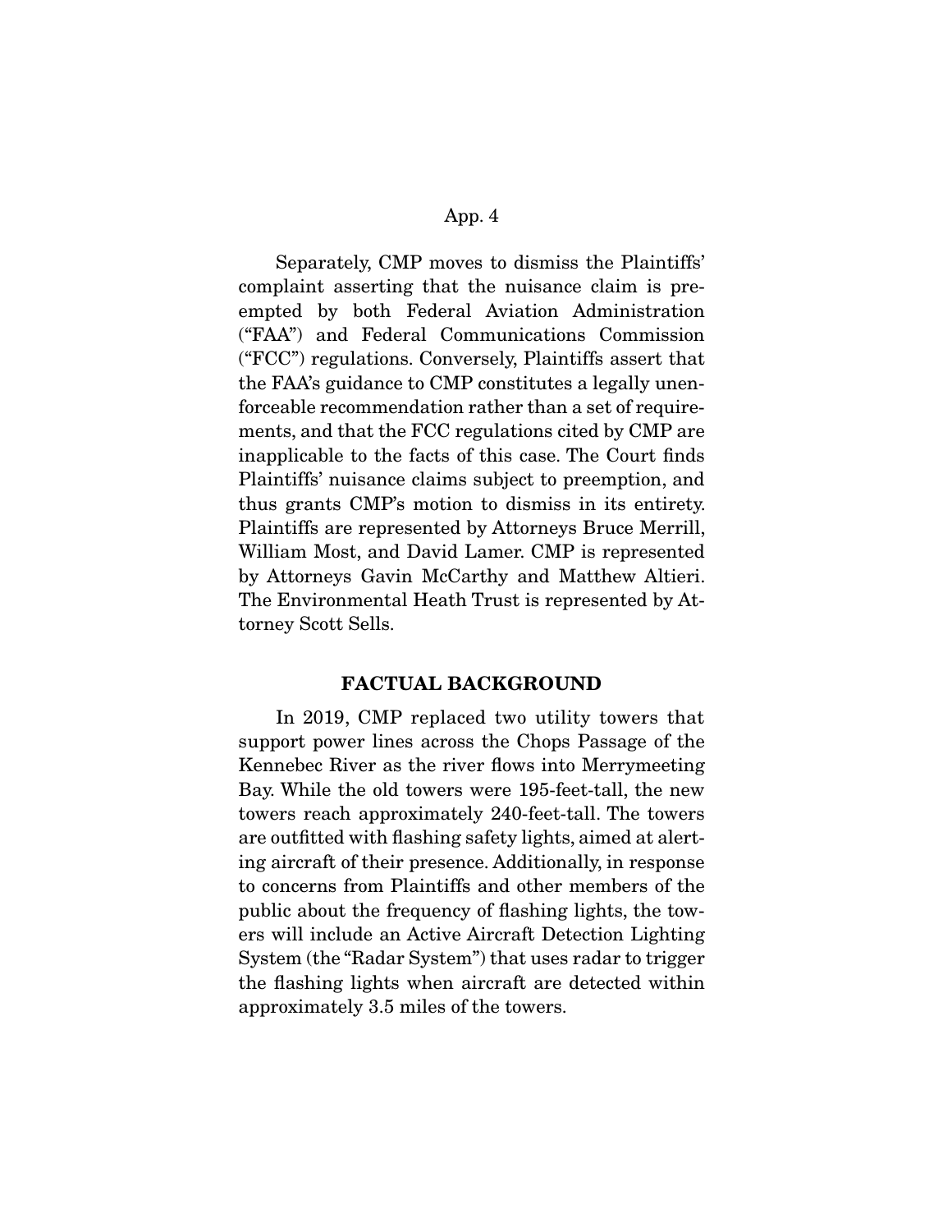Separately, CMP moves to dismiss the Plaintiffs' complaint asserting that the nuisance claim is preempted by both Federal Aviation Administration ("FAA") and Federal Communications Commission ("FCC") regulations. Conversely, Plaintiffs assert that the FAA's guidance to CMP constitutes a legally unenforceable recommendation rather than a set of requirements, and that the FCC regulations cited by CMP are inapplicable to the facts of this case. The Court finds Plaintiffs' nuisance claims subject to preemption, and thus grants CMP's motion to dismiss in its entirety. Plaintiffs are represented by Attorneys Bruce Merrill, William Most, and David Lamer. CMP is represented by Attorneys Gavin McCarthy and Matthew Altieri. The Environmental Heath Trust is represented by Attorney Scott Sells.

## FACTUAL BACKGROUND

In 2019, CMP replaced two utility towers that support power lines across the Chops Passage of the Kennebec River as the river flows into Merrymeeting Bay. While the old towers were 195-feet-tall, the new towers reach approximately 240-feet-tall. The towers are outfitted with flashing safety lights, aimed at alerting aircraft of their presence. Additionally, in response to concerns from Plaintiffs and other members of the public about the frequency of flashing lights, the towers will include an Active Aircraft Detection Lighting System (the "Radar System") that uses radar to trigger the flashing lights when aircraft are detected within approximately 3.5 miles of the towers.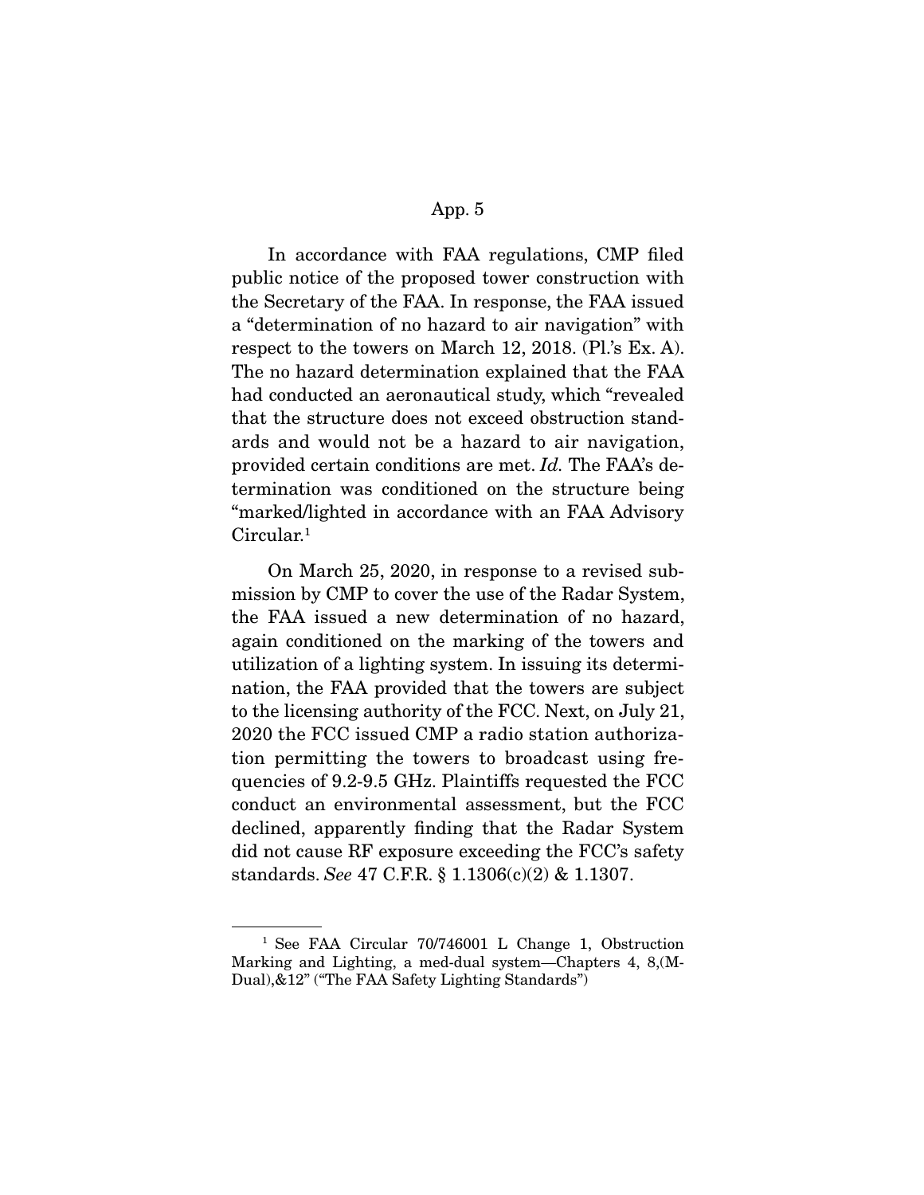In accordance with FAA regulations, CMP filed public notice of the proposed tower construction with the Secretary of the FAA. In response, the FAA issued a "determination of no hazard to air navigation" with respect to the towers on March 12, 2018. (Pl.'s Ex. A). The no hazard determination explained that the FAA had conducted an aeronautical study, which "revealed that the structure does not exceed obstruction standards and would not be a hazard to air navigation, provided certain conditions are met. *Id.* The FAA's determination was conditioned on the structure being "marked/lighted in accordance with an FAA Advisory Circular.[1]

On March 25, 2020, in response to a revised submission by CMP to cover the use of the Radar System, the FAA issued a new determination of no hazard, again conditioned on the marking of the towers and utilization of a lighting system. In issuing its determination, the FAA provided that the towers are subject to the licensing authority of the FCC. Next, on July 21, 2020 the FCC issued CMP a radio station authorization permitting the towers to broadcast using frequencies of 9.2-9.5 GHz. Plaintiffs requested the FCC conduct an environmental assessment, but the FCC declined, apparently finding that the Radar System did not cause RF exposure exceeding the FCC's safety standards. *See* 47 C.F.R. § 1.1306(c)(2) & 1.1307.

---

[1] See FAA Circular 70/746001 L Change 1, Obstruction Marking and Lighting, a med-dual system—Chapters 4, 8,(M-Dual),&12" ("The FAA Safety Lighting Standards")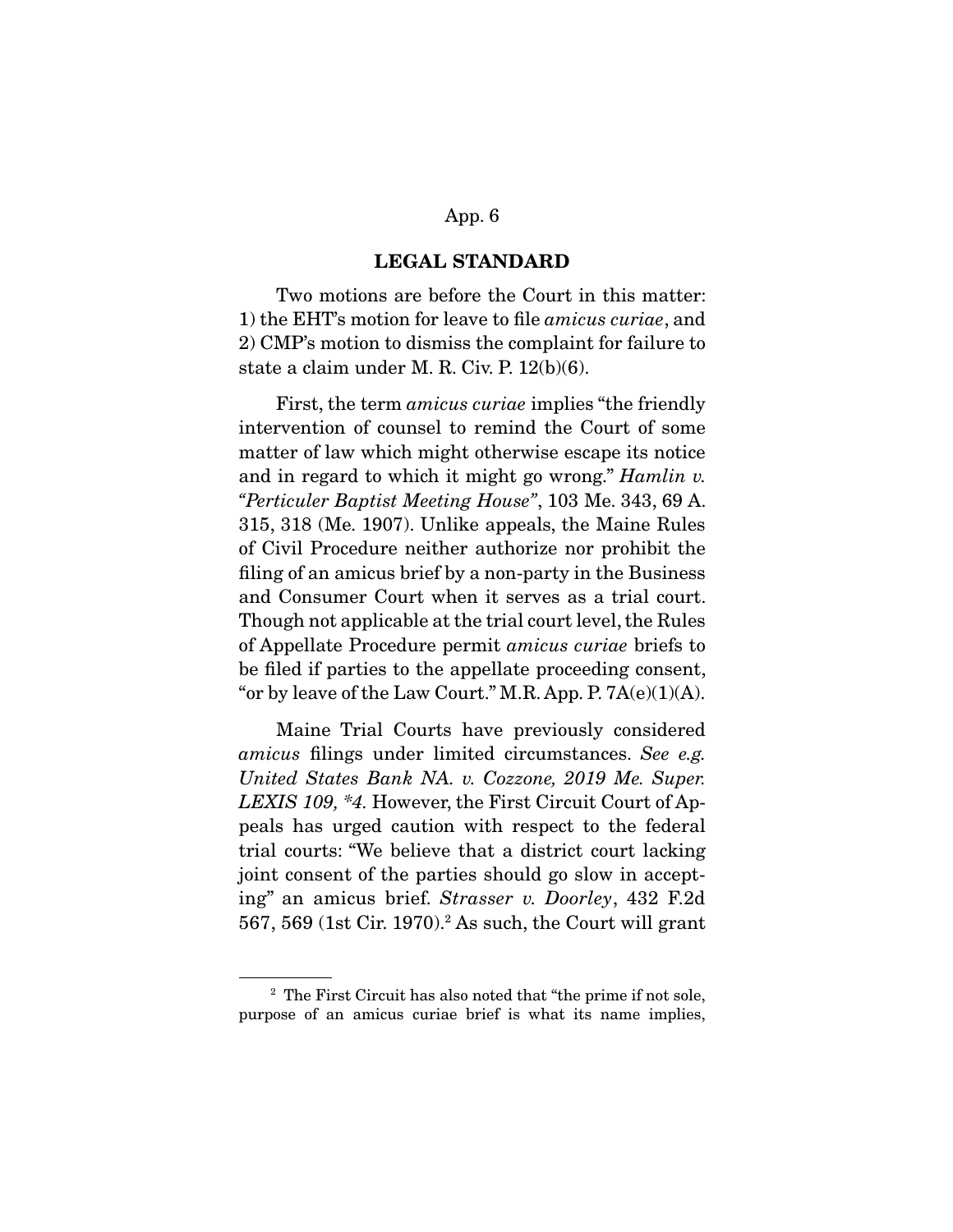## LEGAL STANDARD

Two motions are before the Court in this matter: 1) the EHT's motion for leave to file *amicus curiae*, and 2) CMP's motion to dismiss the complaint for failure to state a claim under M. R. Civ. P. 12(b)(6).

First, the term *amicus curiae* implies "the friendly intervention of counsel to remind the Court of some matter of law which might otherwise escape its notice and in regard to which it might go wrong." *Hamlin v. "Perticuler Baptist Meeting House"*, 103 Me. 343, 69 A. 315, 318 (Me. 1907). Unlike appeals, the Maine Rules of Civil Procedure neither authorize nor prohibit the filing of an amicus brief by a non-party in the Business and Consumer Court when it serves as a trial court. Though not applicable at the trial court level, the Rules of Appellate Procedure permit *amicus curiae* briefs to be filed if parties to the appellate proceeding consent, "or by leave of the Law Court." M.R. App. P. 7A(e)(1)(A).

Maine Trial Courts have previously considered *amicus* filings under limited circumstances. *See e.g. United States Bank NA. v. Cozzone, 2019 Me. Super. LEXIS 109, \*4.* However, the First Circuit Court of Appeals has urged caution with respect to the federal trial courts: "We believe that a district court lacking joint consent of the parties should go slow in accepting" an amicus brief. *Strasser v. Doorley*, 432 F.2d 567, 569 (1st Cir. 1970).[2] As such, the Court will grant

[2] The First Circuit has also noted that "the prime if not sole, purpose of an amicus curiae brief is what its name implies,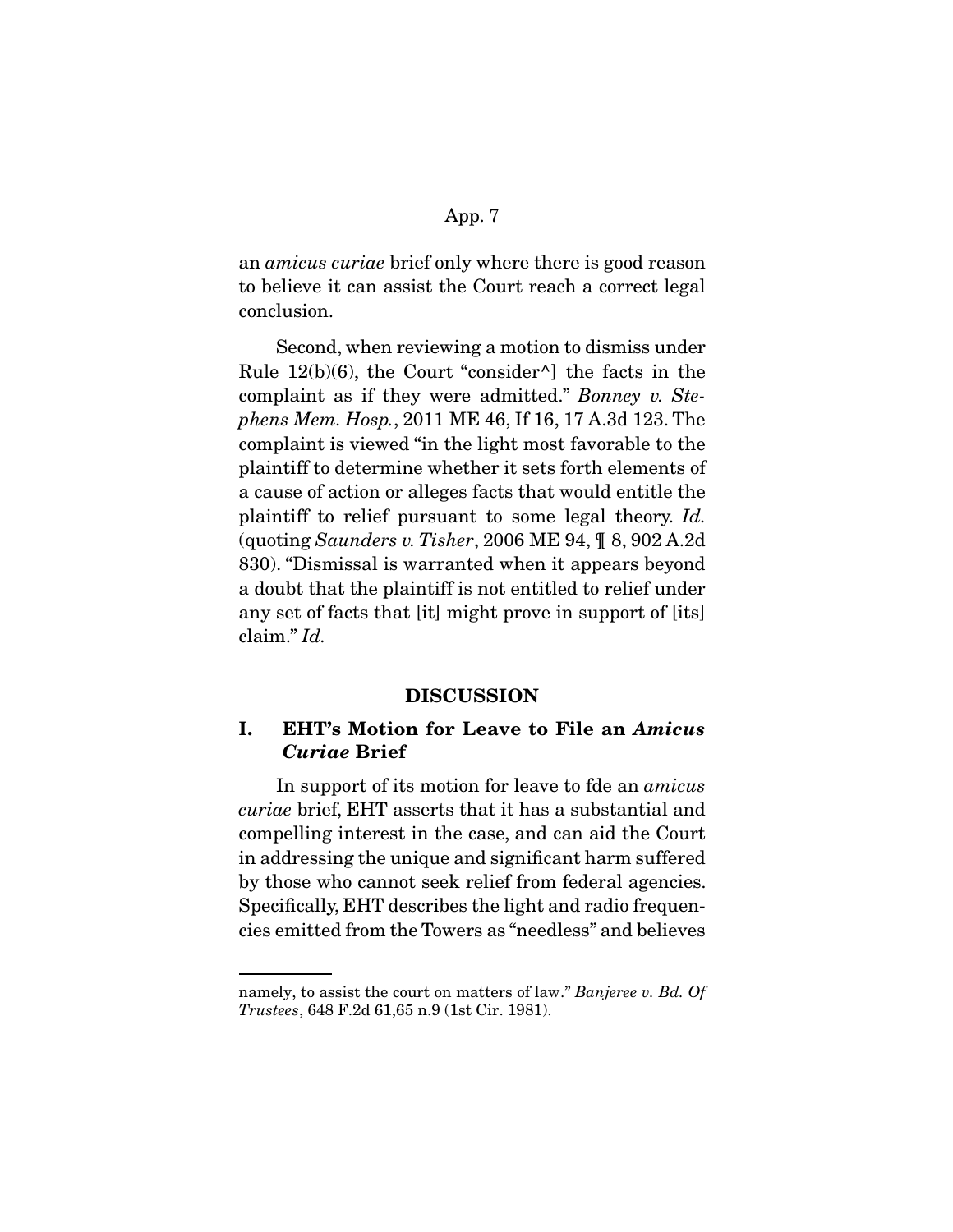an *amicus curiae* brief only where there is good reason to believe it can assist the Court reach a correct legal conclusion.

Second, when reviewing a motion to dismiss under Rule 12(b)(6), the Court "consider^] the facts in the complaint as if they were admitted." *Bonney v. Stephens Mem. Hosp.*, 2011 ME 46, If 16, 17 A.3d 123. The complaint is viewed "in the light most favorable to the plaintiff to determine whether it sets forth elements of a cause of action or alleges facts that would entitle the plaintiff to relief pursuant to some legal theory. *Id.* (quoting *Saunders v. Tisher*, 2006 ME 94, ¶ 8, 902 A.2d 830). "Dismissal is warranted when it appears beyond a doubt that the plaintiff is not entitled to relief under any set of facts that [it] might prove in support of [its] claim." *Id.*

## DISCUSSION

### I. EHT's Motion for Leave to File an *Amicus Curiae* Brief

In support of its motion for leave to fde an *amicus curiae* brief, EHT asserts that it has a substantial and compelling interest in the case, and can aid the Court in addressing the unique and significant harm suffered by those who cannot seek relief from federal agencies. Specifically, EHT describes the light and radio frequencies emitted from the Towers as "needless" and believes

---

namely, to assist the court on matters of law." *Banjeree v. Bd. Of Trustees*, 648 F.2d 61,65 n.9 (1st Cir. 1981).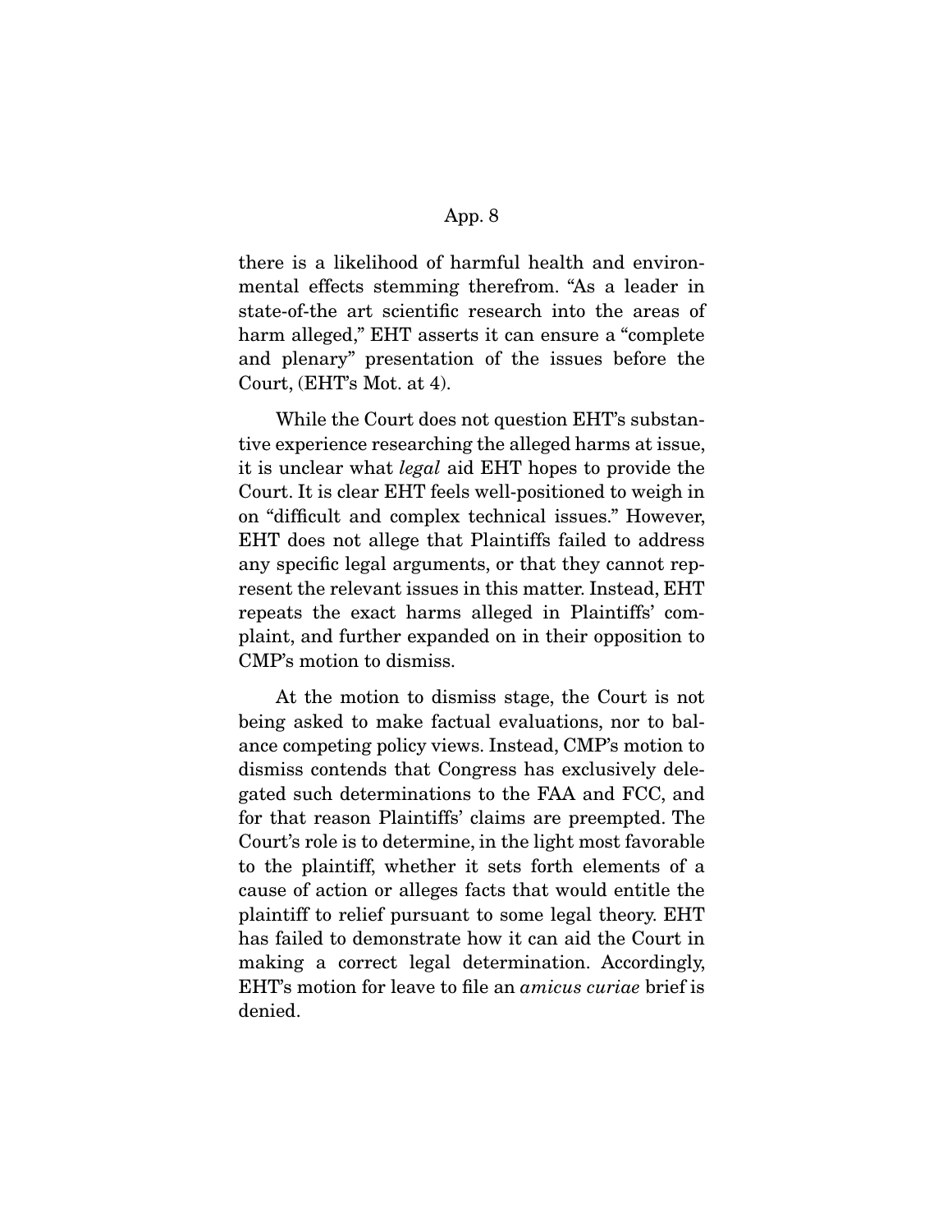there is a likelihood of harmful health and environmental effects stemming therefrom. "As a leader in state-of-the art scientific research into the areas of harm alleged," EHT asserts it can ensure a "complete and plenary" presentation of the issues before the Court, (EHT's Mot. at 4).

While the Court does not question EHT's substantive experience researching the alleged harms at issue, it is unclear what *legal* aid EHT hopes to provide the Court. It is clear EHT feels well-positioned to weigh in on "difficult and complex technical issues." However, EHT does not allege that Plaintiffs failed to address any specific legal arguments, or that they cannot represent the relevant issues in this matter. Instead, EHT repeats the exact harms alleged in Plaintiffs' complaint, and further expanded on in their opposition to CMP's motion to dismiss.

At the motion to dismiss stage, the Court is not being asked to make factual evaluations, nor to balance competing policy views. Instead, CMP's motion to dismiss contends that Congress has exclusively delegated such determinations to the FAA and FCC, and for that reason Plaintiffs' claims are preempted. The Court's role is to determine, in the light most favorable to the plaintiff, whether it sets forth elements of a cause of action or alleges facts that would entitle the plaintiff to relief pursuant to some legal theory. EHT has failed to demonstrate how it can aid the Court in making a correct legal determination. Accordingly, EHT's motion for leave to file an *amicus curiae* brief is denied.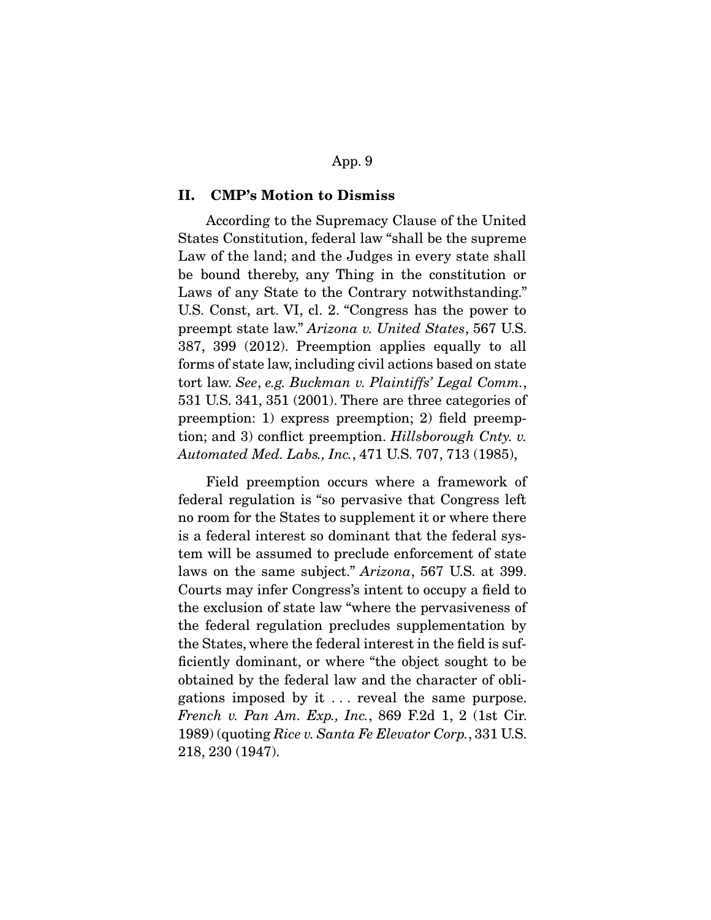## II. CMP's Motion to Dismiss

According to the Supremacy Clause of the United States Constitution, federal law "shall be the supreme Law of the land; and the Judges in every state shall be bound thereby, any Thing in the constitution or Laws of any State to the Contrary notwithstanding." U.S. Const, art. VI, cl. 2. "Congress has the power to preempt state law." *Arizona v. United States*, 567 U.S. 387, 399 (2012). Preemption applies equally to all forms of state law, including civil actions based on state tort law. *See*, *e.g. Buckman v. Plaintiffs' Legal Comm.*, 531 U.S. 341, 351 (2001). There are three categories of preemption: 1) express preemption; 2) field preemption; and 3) conflict preemption. *Hillsborough Cnty. v. Automated Med. Labs., Inc.*, 471 U.S. 707, 713 (1985),

Field preemption occurs where a framework of federal regulation is "so pervasive that Congress left no room for the States to supplement it or where there is a federal interest so dominant that the federal system will be assumed to preclude enforcement of state laws on the same subject." *Arizona*, 567 U.S. at 399. Courts may infer Congress's intent to occupy a field to the exclusion of state law "where the pervasiveness of the federal regulation precludes supplementation by the States, where the federal interest in the field is sufficiently dominant, or where "the object sought to be obtained by the federal law and the character of obligations imposed by it . . . reveal the same purpose. *French v. Pan Am. Exp., Inc.*, 869 F.2d 1, 2 (1st Cir. 1989) (quoting *Rice v. Santa Fe Elevator Corp.*, 331 U.S. 218, 230 (1947).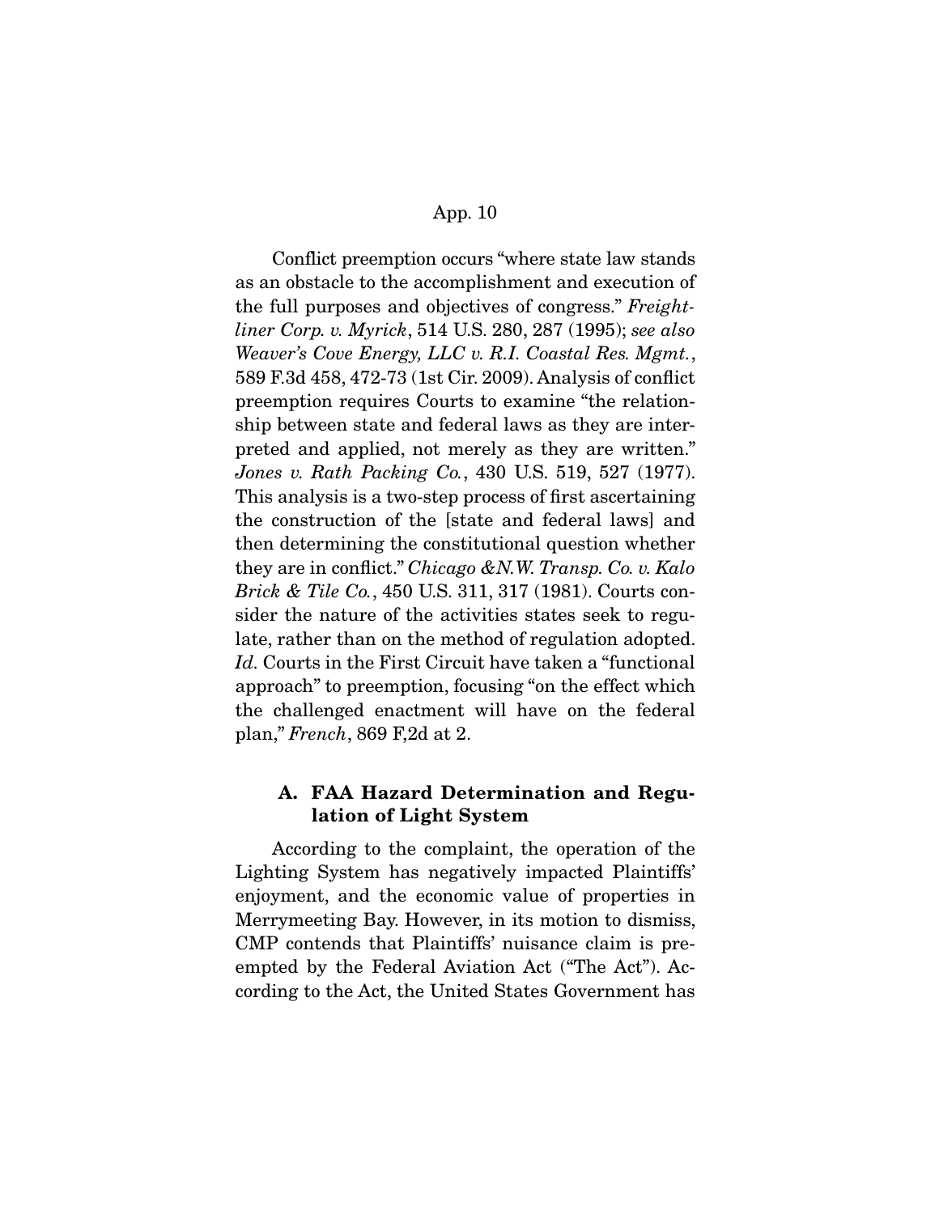Conflict preemption occurs "where state law stands as an obstacle to the accomplishment and execution of the full purposes and objectives of congress." *Freightliner Corp. v. Myrick*, 514 U.S. 280, 287 (1995); *see also Weaver's Cove Energy, LLC v. R.I. Coastal Res. Mgmt.*, 589 F.3d 458, 472-73 (1st Cir. 2009). Analysis of conflict preemption requires Courts to examine "the relationship between state and federal laws as they are interpreted and applied, not merely as they are written." *Jones v. Rath Packing Co.*, 430 U.S. 519, 527 (1977). This analysis is a two-step process of first ascertaining the construction of the [state and federal laws] and then determining the constitutional question whether they are in conflict." *Chicago &N.W. Transp. Co. v. Kalo Brick & Tile Co.*, 450 U.S. 311, 317 (1981). Courts consider the nature of the activities states seek to regulate, rather than on the method of regulation adopted. *Id.* Courts in the First Circuit have taken a "functional approach" to preemption, focusing "on the effect which the challenged enactment will have on the federal plan," *French*, 869 F,2d at 2.

### A. FAA Hazard Determination and Regulation of Light System

According to the complaint, the operation of the Lighting System has negatively impacted Plaintiffs' enjoyment, and the economic value of properties in Merrymeeting Bay. However, in its motion to dismiss, CMP contends that Plaintiffs' nuisance claim is preempted by the Federal Aviation Act ("The Act"). According to the Act, the United States Government has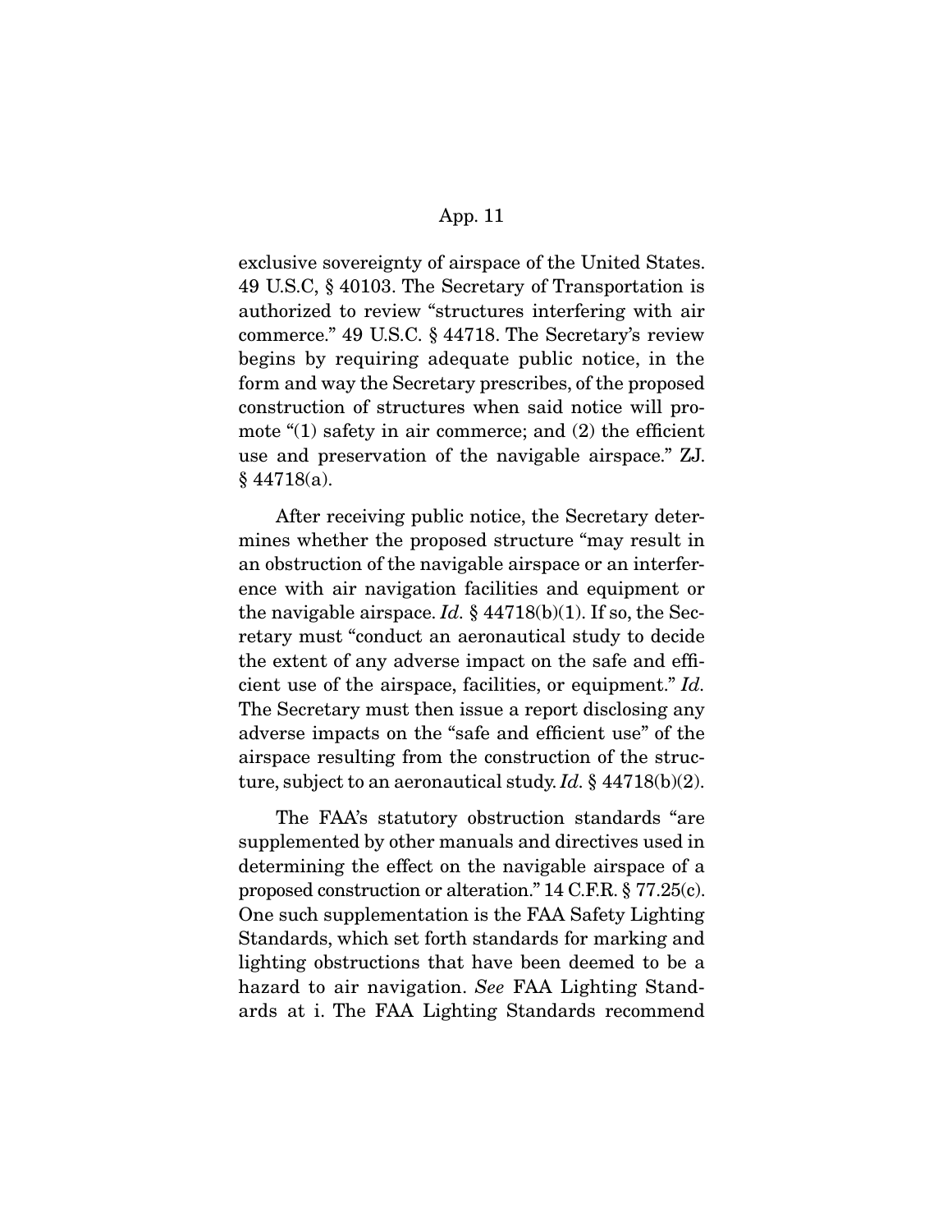exclusive sovereignty of airspace of the United States. 49 U.S.C, § 40103. The Secretary of Transportation is authorized to review "structures interfering with air commerce." 49 U.S.C. § 44718. The Secretary's review begins by requiring adequate public notice, in the form and way the Secretary prescribes, of the proposed construction of structures when said notice will promote "(1) safety in air commerce; and (2) the efficient use and preservation of the navigable airspace." ZJ. § 44718(a).

After receiving public notice, the Secretary determines whether the proposed structure "may result in an obstruction of the navigable airspace or an interference with air navigation facilities and equipment or the navigable airspace. *Id.* § 44718(b)(1). If so, the Secretary must "conduct an aeronautical study to decide the extent of any adverse impact on the safe and efficient use of the airspace, facilities, or equipment." *Id.* The Secretary must then issue a report disclosing any adverse impacts on the "safe and efficient use" of the airspace resulting from the construction of the structure, subject to an aeronautical study. *Id.* § 44718(b)(2).

The FAA's statutory obstruction standards "are supplemented by other manuals and directives used in determining the effect on the navigable airspace of a proposed construction or alteration." 14 C.F.R. § 77.25(c). One such supplementation is the FAA Safety Lighting Standards, which set forth standards for marking and lighting obstructions that have been deemed to be a hazard to air navigation. *See* FAA Lighting Standards at i. The FAA Lighting Standards recommend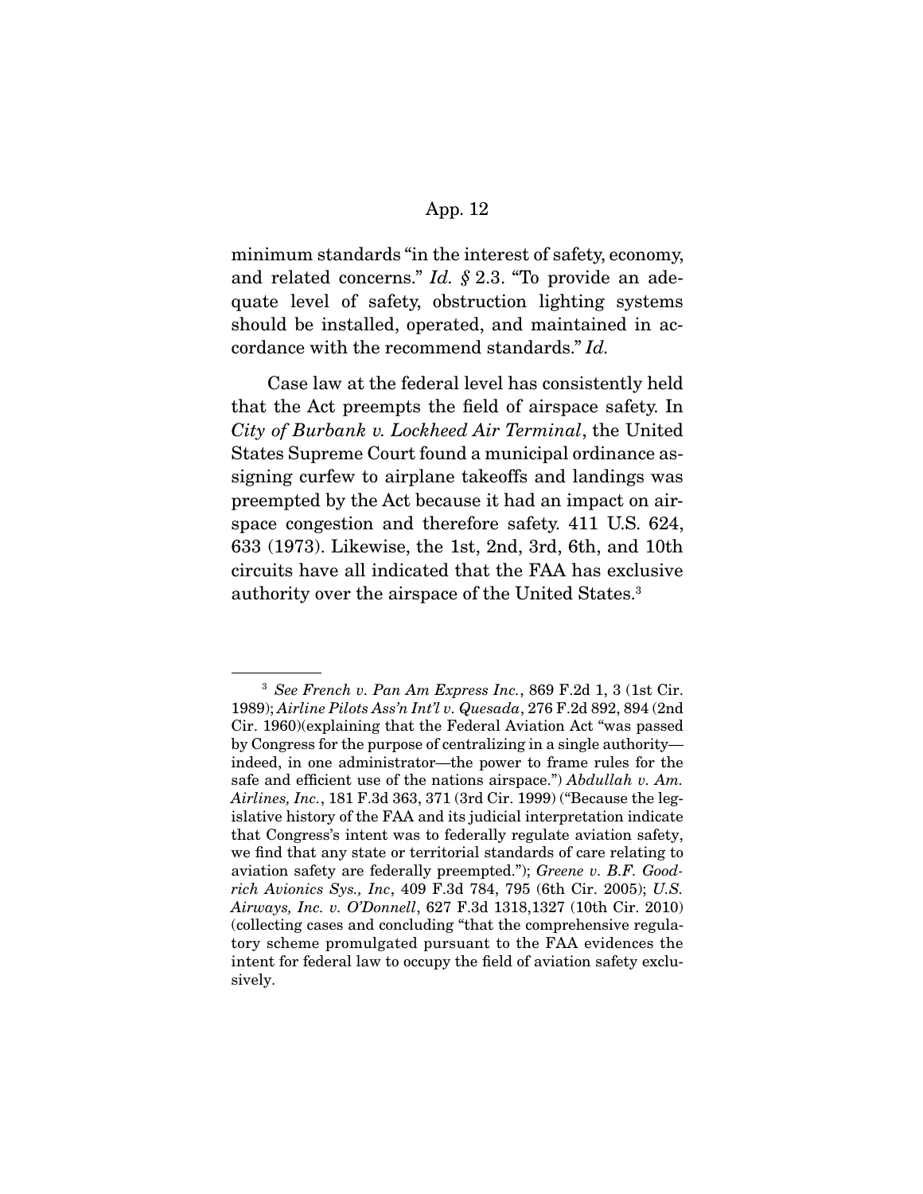minimum standards "in the interest of safety, economy, and related concerns." *Id.* *§* 2.3. "To provide an adequate level of safety, obstruction lighting systems should be installed, operated, and maintained in accordance with the recommend standards." *Id.*

Case law at the federal level has consistently held that the Act preempts the field of airspace safety. In *City of Burbank v. Lockheed Air Terminal*, the United States Supreme Court found a municipal ordinance assigning curfew to airplane takeoffs and landings was preempted by the Act because it had an impact on airspace congestion and therefore safety. 411 U.S. 624, 633 (1973). Likewise, the 1st, 2nd, 3rd, 6th, and 10th circuits have all indicated that the FAA has exclusive authority over the airspace of the United States.[3]

---

[3] *See French v. Pan Am Express Inc.*, 869 F.2d 1, 3 (1st Cir. 1989); *Airline Pilots Ass'n Int'l v. Quesada*, 276 F.2d 892, 894 (2nd Cir. 1960)(explaining that the Federal Aviation Act "was passed by Congress for the purpose of centralizing in a single authority—indeed, in one administrator—the power to frame rules for the safe and efficient use of the nations airspace.") *Abdullah v. Am. Airlines, Inc.*, 181 F.3d 363, 371 (3rd Cir. 1999) ("Because the legislative history of the FAA and its judicial interpretation indicate that Congress's intent was to federally regulate aviation safety, we find that any state or territorial standards of care relating to aviation safety are federally preempted."); *Greene v. B.F. Goodrich Avionics Sys., Inc*, 409 F.3d 784, 795 (6th Cir. 2005); *U.S. Airways, Inc. v. O'Donnell*, 627 F.3d 1318,1327 (10th Cir. 2010) (collecting cases and concluding "that the comprehensive regulatory scheme promulgated pursuant to the FAA evidences the intent for federal law to occupy the field of aviation safety exclusively.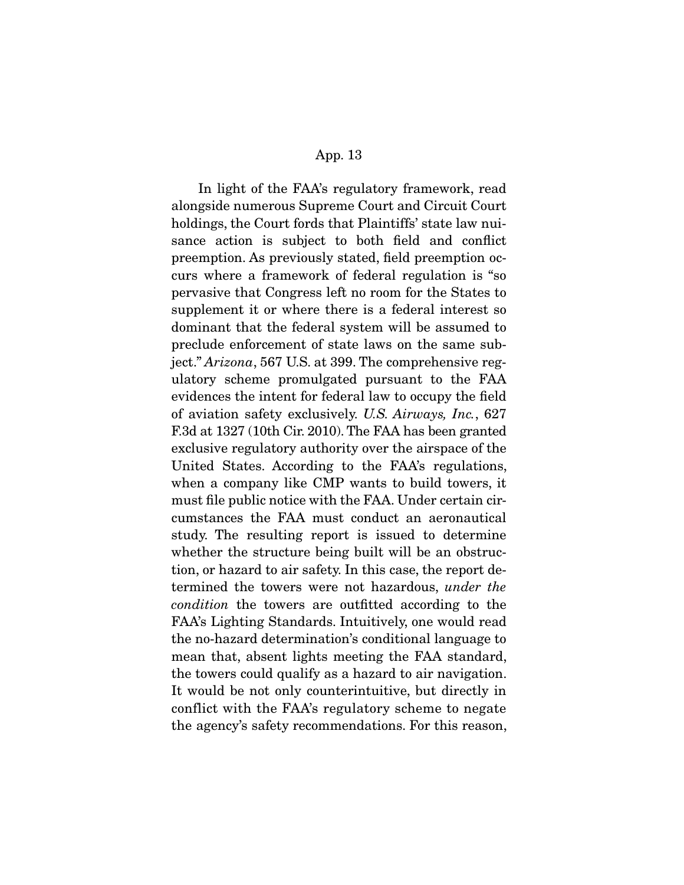In light of the FAA's regulatory framework, read alongside numerous Supreme Court and Circuit Court holdings, the Court fords that Plaintiffs' state law nuisance action is subject to both field and conflict preemption. As previously stated, field preemption occurs where a framework of federal regulation is "so pervasive that Congress left no room for the States to supplement it or where there is a federal interest so dominant that the federal system will be assumed to preclude enforcement of state laws on the same subject." *Arizona*, 567 U.S. at 399. The comprehensive regulatory scheme promulgated pursuant to the FAA evidences the intent for federal law to occupy the field of aviation safety exclusively. *U.S. Airways, Inc.*, 627 F.3d at 1327 (10th Cir. 2010). The FAA has been granted exclusive regulatory authority over the airspace of the United States. According to the FAA's regulations, when a company like CMP wants to build towers, it must file public notice with the FAA. Under certain circumstances the FAA must conduct an aeronautical study. The resulting report is issued to determine whether the structure being built will be an obstruction, or hazard to air safety. In this case, the report determined the towers were not hazardous, *under the condition* the towers are outfitted according to the FAA's Lighting Standards. Intuitively, one would read the no-hazard determination's conditional language to mean that, absent lights meeting the FAA standard, the towers could qualify as a hazard to air navigation. It would be not only counterintuitive, but directly in conflict with the FAA's regulatory scheme to negate the agency's safety recommendations. For this reason,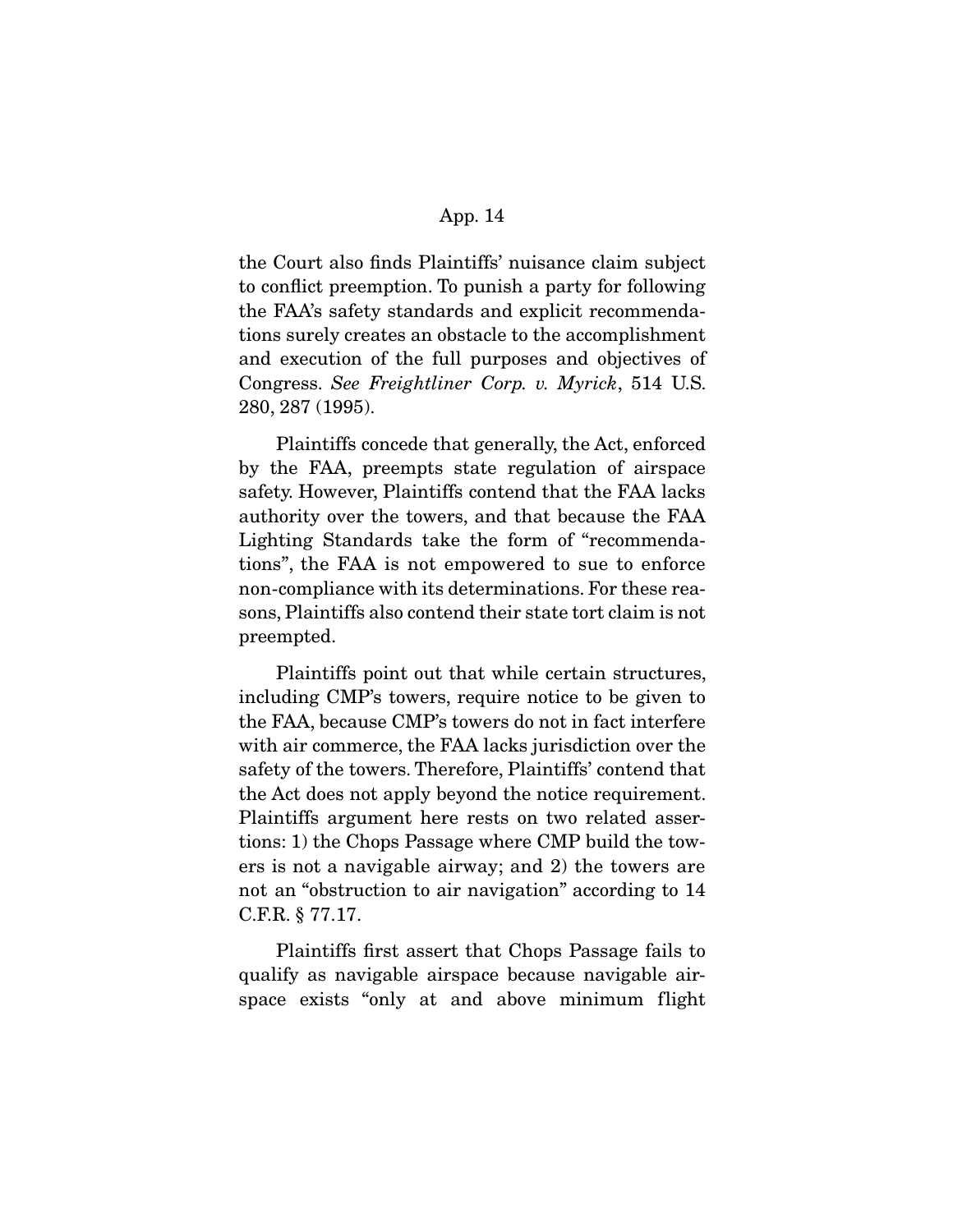the Court also finds Plaintiffs' nuisance claim subject to conflict preemption. To punish a party for following the FAA's safety standards and explicit recommendations surely creates an obstacle to the accomplishment and execution of the full purposes and objectives of Congress. *See Freightliner Corp. v. Myrick*, 514 U.S. 280, 287 (1995).

Plaintiffs concede that generally, the Act, enforced by the FAA, preempts state regulation of airspace safety. However, Plaintiffs contend that the FAA lacks authority over the towers, and that because the FAA Lighting Standards take the form of "recommendations", the FAA is not empowered to sue to enforce non-compliance with its determinations. For these reasons, Plaintiffs also contend their state tort claim is not preempted.

Plaintiffs point out that while certain structures, including CMP's towers, require notice to be given to the FAA, because CMP's towers do not in fact interfere with air commerce, the FAA lacks jurisdiction over the safety of the towers. Therefore, Plaintiffs' contend that the Act does not apply beyond the notice requirement. Plaintiffs argument here rests on two related assertions: 1) the Chops Passage where CMP build the towers is not a navigable airway; and 2) the towers are not an "obstruction to air navigation" according to 14 C.F.R. § 77.17.

Plaintiffs first assert that Chops Passage fails to qualify as navigable airspace because navigable airspace exists "only at and above minimum flight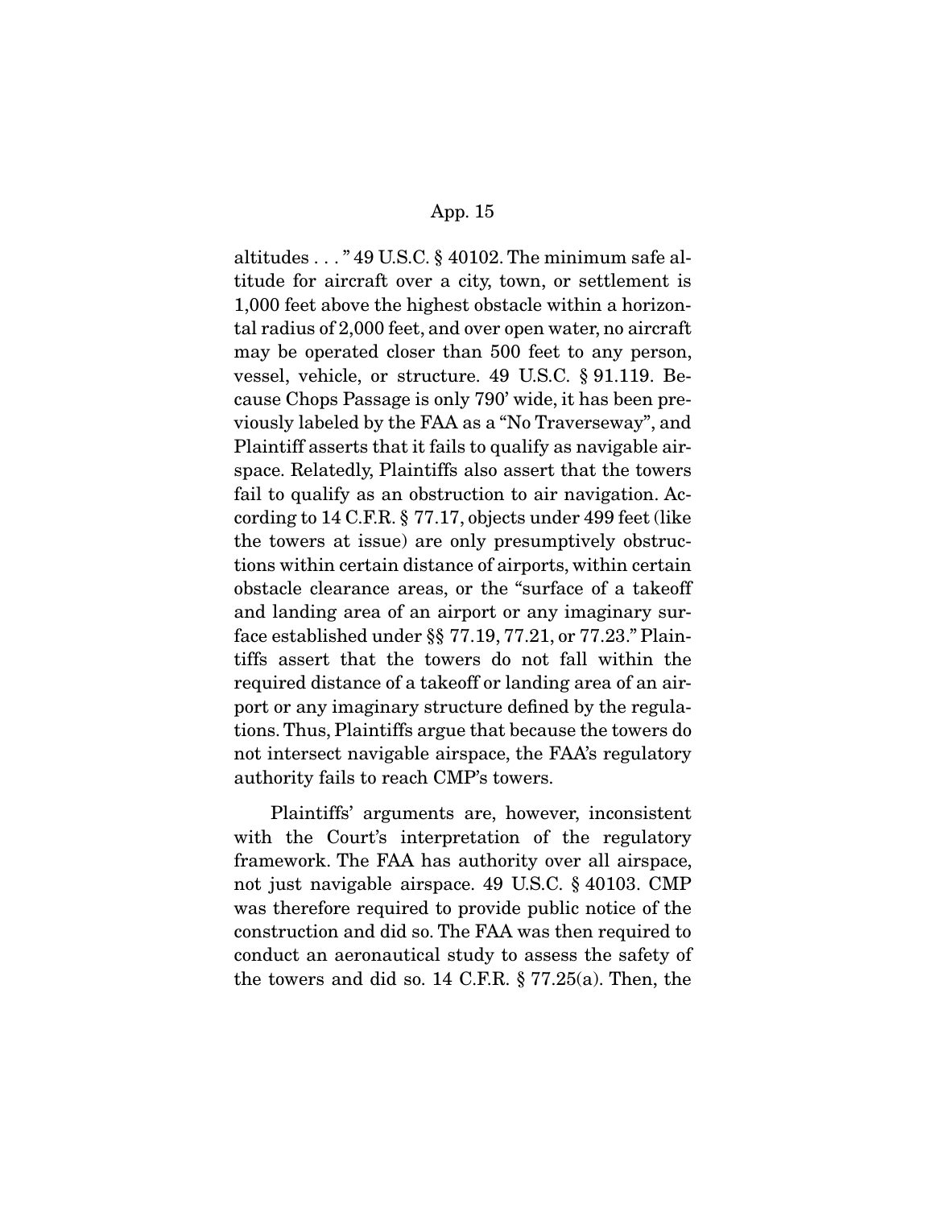altitudes . . . " 49 U.S.C. § 40102. The minimum safe altitude for aircraft over a city, town, or settlement is 1,000 feet above the highest obstacle within a horizontal radius of 2,000 feet, and over open water, no aircraft may be operated closer than 500 feet to any person, vessel, vehicle, or structure. 49 U.S.C. § 91.119. Because Chops Passage is only 790' wide, it has been previously labeled by the FAA as a "No Traverseway", and Plaintiff asserts that it fails to qualify as navigable airspace. Relatedly, Plaintiffs also assert that the towers fail to qualify as an obstruction to air navigation. According to 14 C.F.R. § 77.17, objects under 499 feet (like the towers at issue) are only presumptively obstructions within certain distance of airports, within certain obstacle clearance areas, or the "surface of a takeoff and landing area of an airport or any imaginary surface established under §§ 77.19, 77.21, or 77.23." Plaintiffs assert that the towers do not fall within the required distance of a takeoff or landing area of an airport or any imaginary structure defined by the regulations. Thus, Plaintiffs argue that because the towers do not intersect navigable airspace, the FAA's regulatory authority fails to reach CMP's towers.

Plaintiffs' arguments are, however, inconsistent with the Court's interpretation of the regulatory framework. The FAA has authority over all airspace, not just navigable airspace. 49 U.S.C. § 40103. CMP was therefore required to provide public notice of the construction and did so. The FAA was then required to conduct an aeronautical study to assess the safety of the towers and did so. 14 C.F.R. § 77.25(a). Then, the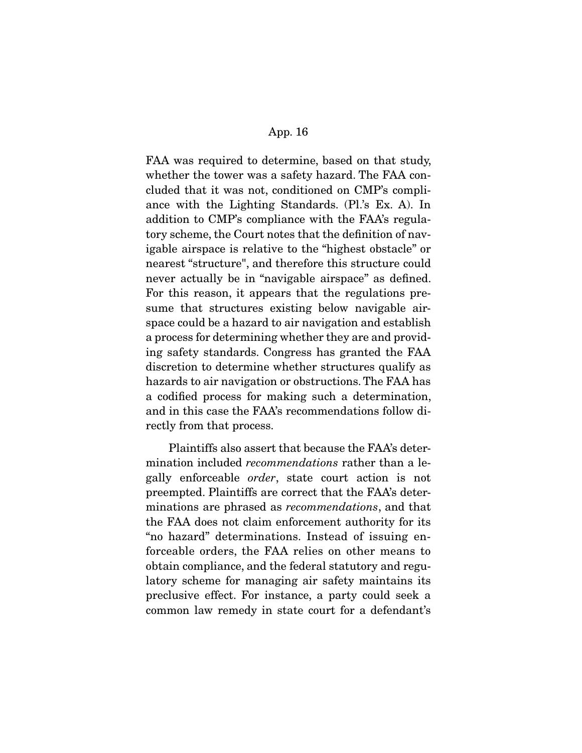FAA was required to determine, based on that study, whether the tower was a safety hazard. The FAA concluded that it was not, conditioned on CMP's compliance with the Lighting Standards. (Pl.'s Ex. A). In addition to CMP's compliance with the FAA's regulatory scheme, the Court notes that the definition of navigable airspace is relative to the "highest obstacle" or nearest "structure", and therefore this structure could never actually be in "navigable airspace" as defined. For this reason, it appears that the regulations presume that structures existing below navigable airspace could be a hazard to air navigation and establish a process for determining whether they are and providing safety standards. Congress has granted the FAA discretion to determine whether structures qualify as hazards to air navigation or obstructions. The FAA has a codified process for making such a determination, and in this case the FAA's recommendations follow directly from that process.

Plaintiffs also assert that because the FAA's determination included *recommendations* rather than a legally enforceable *order*, state court action is not preempted. Plaintiffs are correct that the FAA's determinations are phrased as *recommendations*, and that the FAA does not claim enforcement authority for its "no hazard" determinations. Instead of issuing enforceable orders, the FAA relies on other means to obtain compliance, and the federal statutory and regulatory scheme for managing air safety maintains its preclusive effect. For instance, a party could seek a common law remedy in state court for a defendant's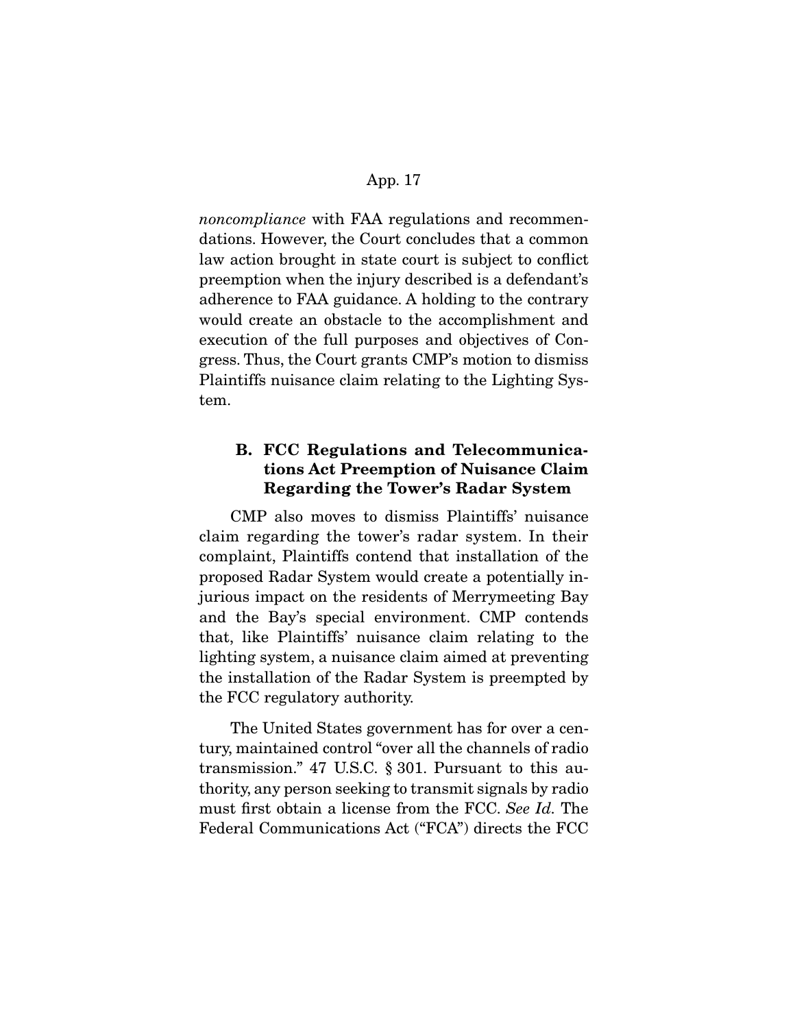*noncompliance* with FAA regulations and recommendations. However, the Court concludes that a common law action brought in state court is subject to conflict preemption when the injury described is a defendant's adherence to FAA guidance. A holding to the contrary would create an obstacle to the accomplishment and execution of the full purposes and objectives of Congress. Thus, the Court grants CMP's motion to dismiss Plaintiffs nuisance claim relating to the Lighting System.

### B. FCC Regulations and Telecommunications Act Preemption of Nuisance Claim Regarding the Tower's Radar System

CMP also moves to dismiss Plaintiffs' nuisance claim regarding the tower's radar system. In their complaint, Plaintiffs contend that installation of the proposed Radar System would create a potentially injurious impact on the residents of Merrymeeting Bay and the Bay's special environment. CMP contends that, like Plaintiffs' nuisance claim relating to the lighting system, a nuisance claim aimed at preventing the installation of the Radar System is preempted by the FCC regulatory authority.

The United States government has for over a century, maintained control "over all the channels of radio transmission." 47 U.S.C. § 301. Pursuant to this authority, any person seeking to transmit signals by radio must first obtain a license from the FCC. *See Id.* The Federal Communications Act ("FCA") directs the FCC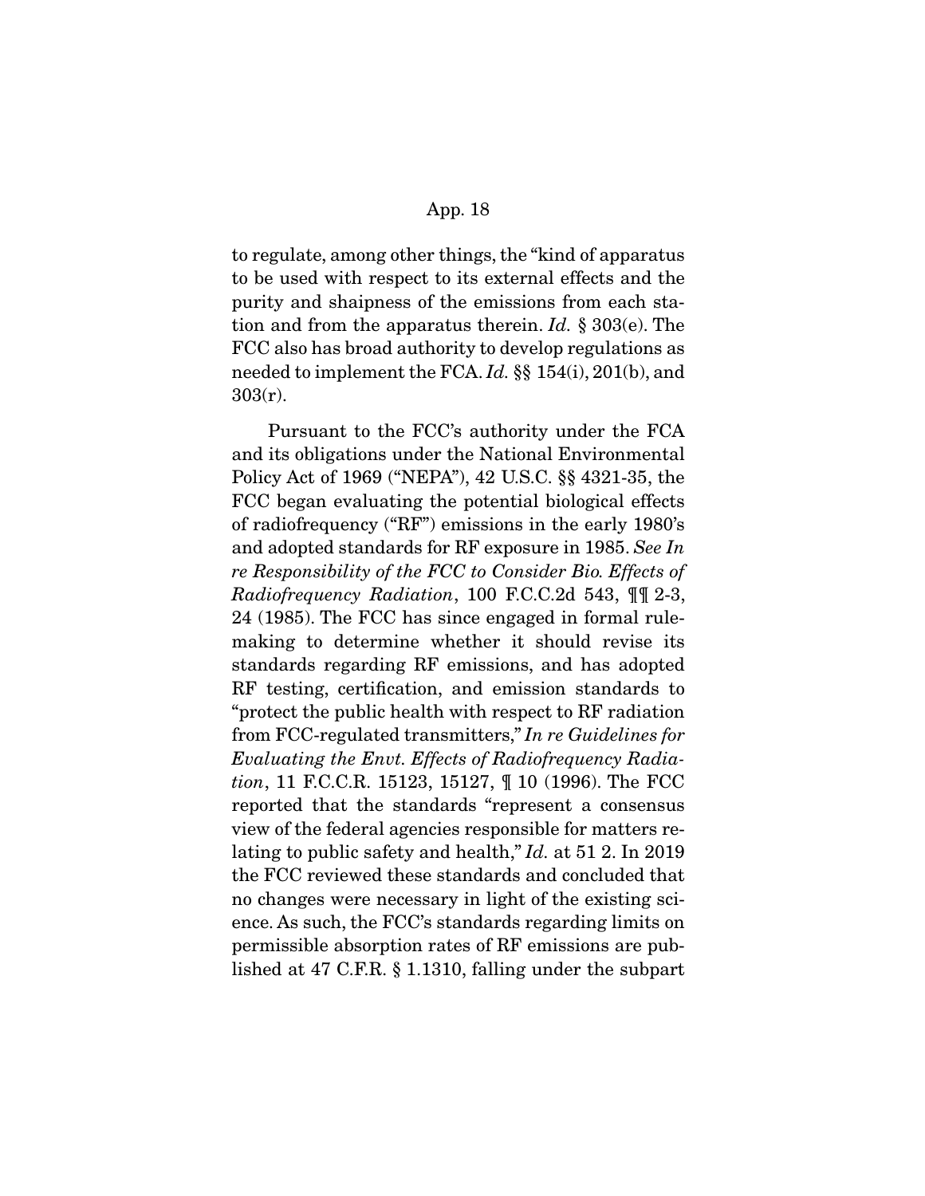to regulate, among other things, the "kind of apparatus to be used with respect to its external effects and the purity and shaipness of the emissions from each station and from the apparatus therein. *Id.* § 303(e). The FCC also has broad authority to develop regulations as needed to implement the FCA. *Id.* §§ 154(i), 201(b), and 303(r).

Pursuant to the FCC's authority under the FCA and its obligations under the National Environmental Policy Act of 1969 ("NEPA"), 42 U.S.C. §§ 4321-35, the FCC began evaluating the potential biological effects of radiofrequency ("RF") emissions in the early 1980's and adopted standards for RF exposure in 1985. *See In re Responsibility of the FCC to Consider Bio. Effects of Radiofrequency Radiation*, 100 F.C.C.2d 543, ¶¶ 2-3, 24 (1985). The FCC has since engaged in formal rule-making to determine whether it should revise its standards regarding RF emissions, and has adopted RF testing, certification, and emission standards to "protect the public health with respect to RF radiation from FCC-regulated transmitters," *In re Guidelines for Evaluating the Envt. Effects of Radiofrequency Radiation*, 11 F.C.C.R. 15123, 15127, ¶ 10 (1996). The FCC reported that the standards "represent a consensus view of the federal agencies responsible for matters relating to public safety and health," *Id.* at 51 2. In 2019 the FCC reviewed these standards and concluded that no changes were necessary in light of the existing science. As such, the FCC's standards regarding limits on permissible absorption rates of RF emissions are published at 47 C.F.R. § 1.1310, falling under the subpart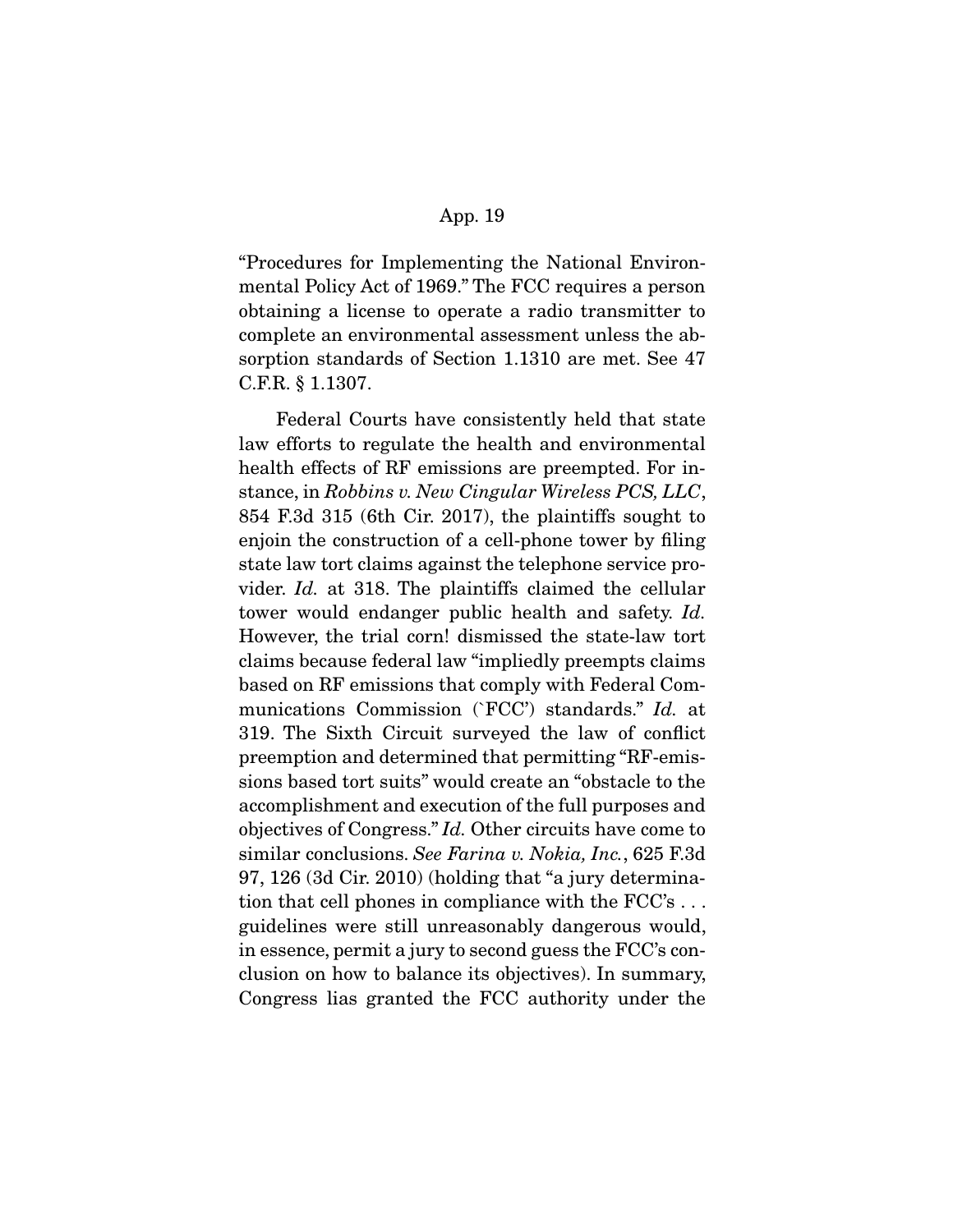"Procedures for Implementing the National Environmental Policy Act of 1969." The FCC requires a person obtaining a license to operate a radio transmitter to complete an environmental assessment unless the absorption standards of Section 1.1310 are met. See 47 C.F.R. § 1.1307.

Federal Courts have consistently held that state law efforts to regulate the health and environmental health effects of RF emissions are preempted. For instance, in *Robbins v. New Cingular Wireless PCS, LLC*, 854 F.3d 315 (6th Cir. 2017), the plaintiffs sought to enjoin the construction of a cell-phone tower by filing state law tort claims against the telephone service provider. *Id.* at 318. The plaintiffs claimed the cellular tower would endanger public health and safety. *Id.* However, the trial corn! dismissed the state-law tort claims because federal law "impliedly preempts claims based on RF emissions that comply with Federal Communications Commission (`FCC') standards." *Id.* at 319. The Sixth Circuit surveyed the law of conflict preemption and determined that permitting "RF-emissions based tort suits" would create an "obstacle to the accomplishment and execution of the full purposes and objectives of Congress." *Id.* Other circuits have come to similar conclusions. *See Farina v. Nokia, Inc.*, 625 F.3d 97, 126 (3d Cir. 2010) (holding that "a jury determination that cell phones in compliance with the FCC's . . . guidelines were still unreasonably dangerous would, in essence, permit a jury to second guess the FCC's conclusion on how to balance its objectives). In summary, Congress lias granted the FCC authority under the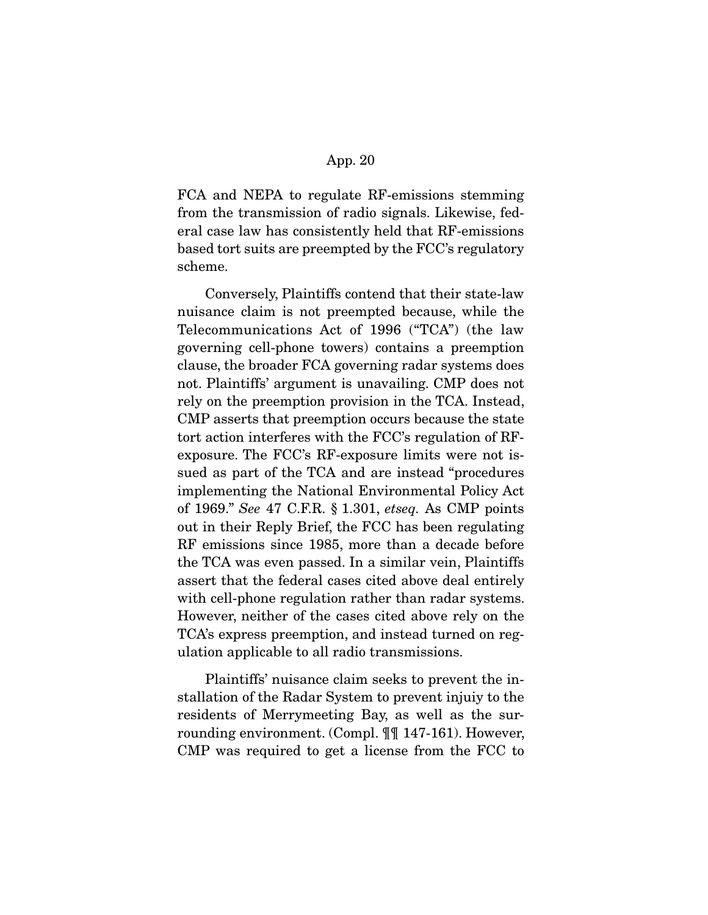FCA and NEPA to regulate RF-emissions stemming from the transmission of radio signals. Likewise, federal case law has consistently held that RF-emissions based tort suits are preempted by the FCC's regulatory scheme.

Conversely, Plaintiffs contend that their state-law nuisance claim is not preempted because, while the Telecommunications Act of 1996 ("TCA") (the law governing cell-phone towers) contains a preemption clause, the broader FCA governing radar systems does not. Plaintiffs' argument is unavailing. CMP does not rely on the preemption provision in the TCA. Instead, CMP asserts that preemption occurs because the state tort action interferes with the FCC's regulation of RF-exposure. The FCC's RF-exposure limits were not issued as part of the TCA and are instead "procedures implementing the National Environmental Policy Act of 1969." *See* 47 C.F.R. § 1.301, *etseq*. As CMP points out in their Reply Brief, the FCC has been regulating RF emissions since 1985, more than a decade before the TCA was even passed. In a similar vein, Plaintiffs assert that the federal cases cited above deal entirely with cell-phone regulation rather than radar systems. However, neither of the cases cited above rely on the TCA's express preemption, and instead turned on regulation applicable to all radio transmissions.

Plaintiffs' nuisance claim seeks to prevent the installation of the Radar System to prevent injuiy to the residents of Merrymeeting Bay, as well as the surrounding environment. (Compl. ¶¶ 147-161). However, CMP was required to get a license from the FCC to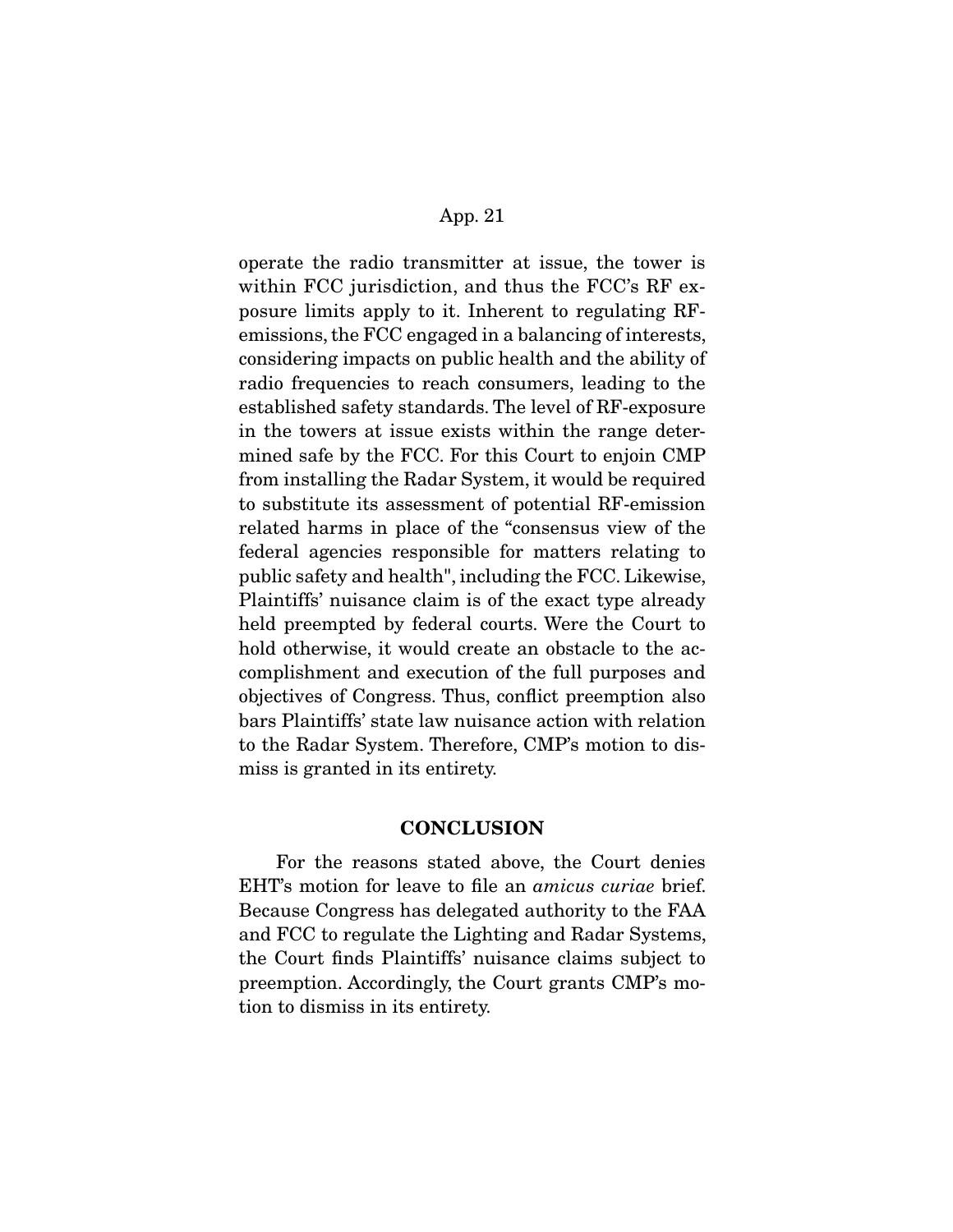operate the radio transmitter at issue, the tower is within FCC jurisdiction, and thus the FCC's RF exposure limits apply to it. Inherent to regulating RF-emissions, the FCC engaged in a balancing of interests, considering impacts on public health and the ability of radio frequencies to reach consumers, leading to the established safety standards. The level of RF-exposure in the towers at issue exists within the range determined safe by the FCC. For this Court to enjoin CMP from installing the Radar System, it would be required to substitute its assessment of potential RF-emission related harms in place of the "consensus view of the federal agencies responsible for matters relating to public safety and health", including the FCC. Likewise, Plaintiffs' nuisance claim is of the exact type already held preempted by federal courts. Were the Court to hold otherwise, it would create an obstacle to the accomplishment and execution of the full purposes and objectives of Congress. Thus, conflict preemption also bars Plaintiffs' state law nuisance action with relation to the Radar System. Therefore, CMP's motion to dismiss is granted in its entirety.

## CONCLUSION

For the reasons stated above, the Court denies EHT's motion for leave to file an *amicus curiae* brief. Because Congress has delegated authority to the FAA and FCC to regulate the Lighting and Radar Systems, the Court finds Plaintiffs' nuisance claims subject to preemption. Accordingly, the Court grants CMP's motion to dismiss in its entirety.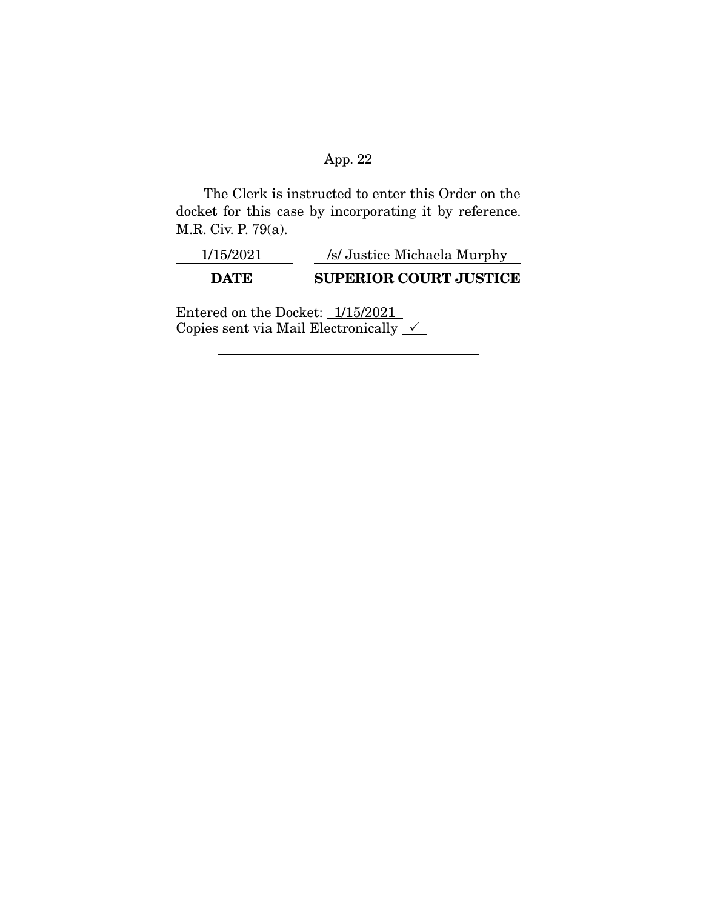The Clerk is instructed to enter this Order on the docket for this case by incorporating it by reference. M.R. Civ. P. 79(a).

| 1/15/2021 | /s/ Justice Michaela Murphy |
|---|---|
| **DATE** | **SUPERIOR COURT JUSTICE** |

Entered on the Docket: 1/15/2021
Copies sent via Mail Electronically ✓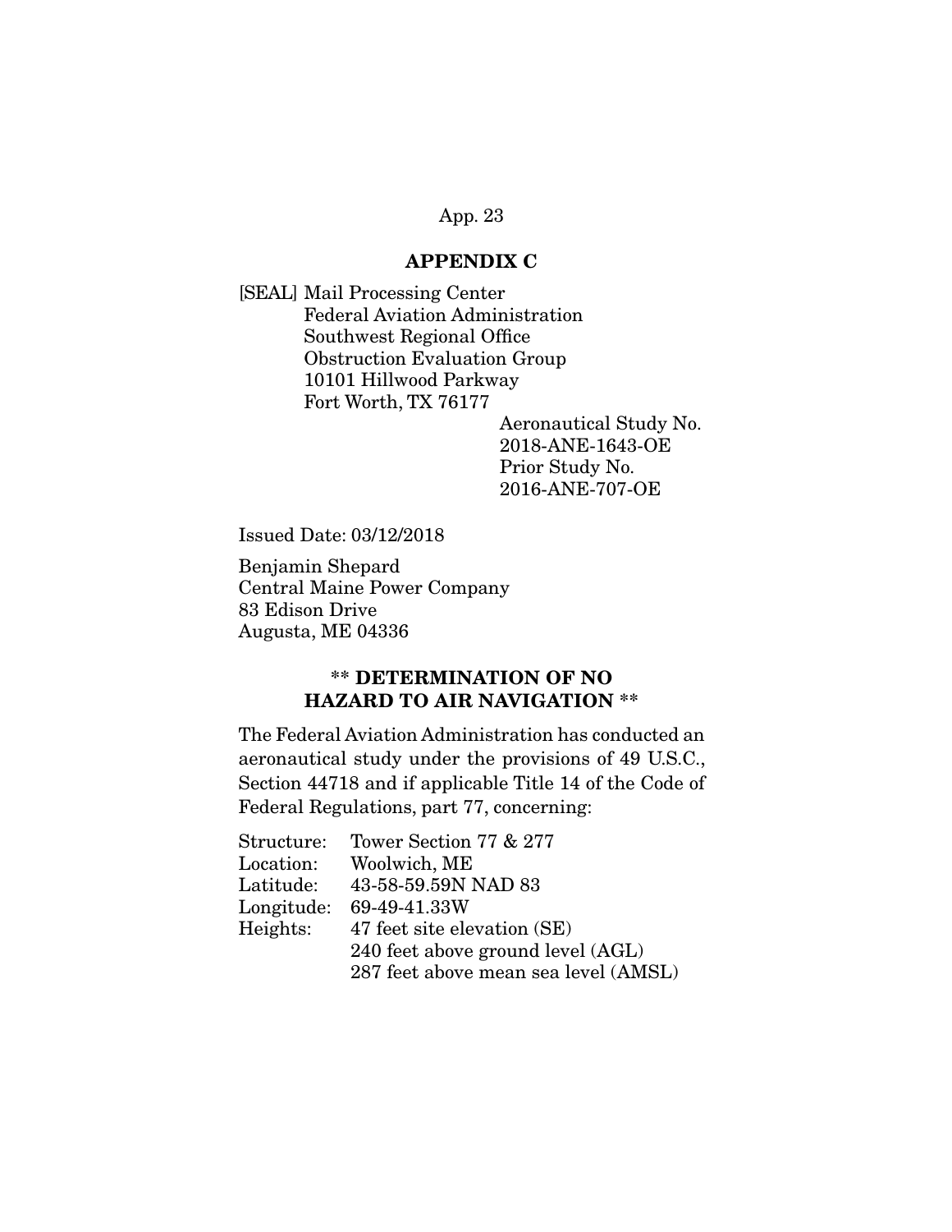## APPENDIX C

[SEAL] Mail Processing Center
Federal Aviation Administration
Southwest Regional Office
Obstruction Evaluation Group
10101 Hillwood Parkway
Fort Worth, TX 76177

Aeronautical Study No.
2018-ANE-1643-OE
Prior Study No.
2016-ANE-707-OE

Issued Date: 03/12/2018

Benjamin Shepard
Central Maine Power Company
83 Edison Drive
Augusta, ME 04336

### ** DETERMINATION OF NO HAZARD TO AIR NAVIGATION **

The Federal Aviation Administration has conducted an aeronautical study under the provisions of 49 U.S.C., Section 44718 and if applicable Title 14 of the Code of Federal Regulations, part 77, concerning:

| | |
|---|---|
| Structure: | Tower Section 77 & 277 |
| Location: | Woolwich, ME |
| Latitude: | 43-58-59.59N NAD 83 |
| Longitude: | 69-49-41.33W |
| Heights: | 47 feet site elevation (SE) |
| | 240 feet above ground level (AGL) |
| | 287 feet above mean sea level (AMSL) |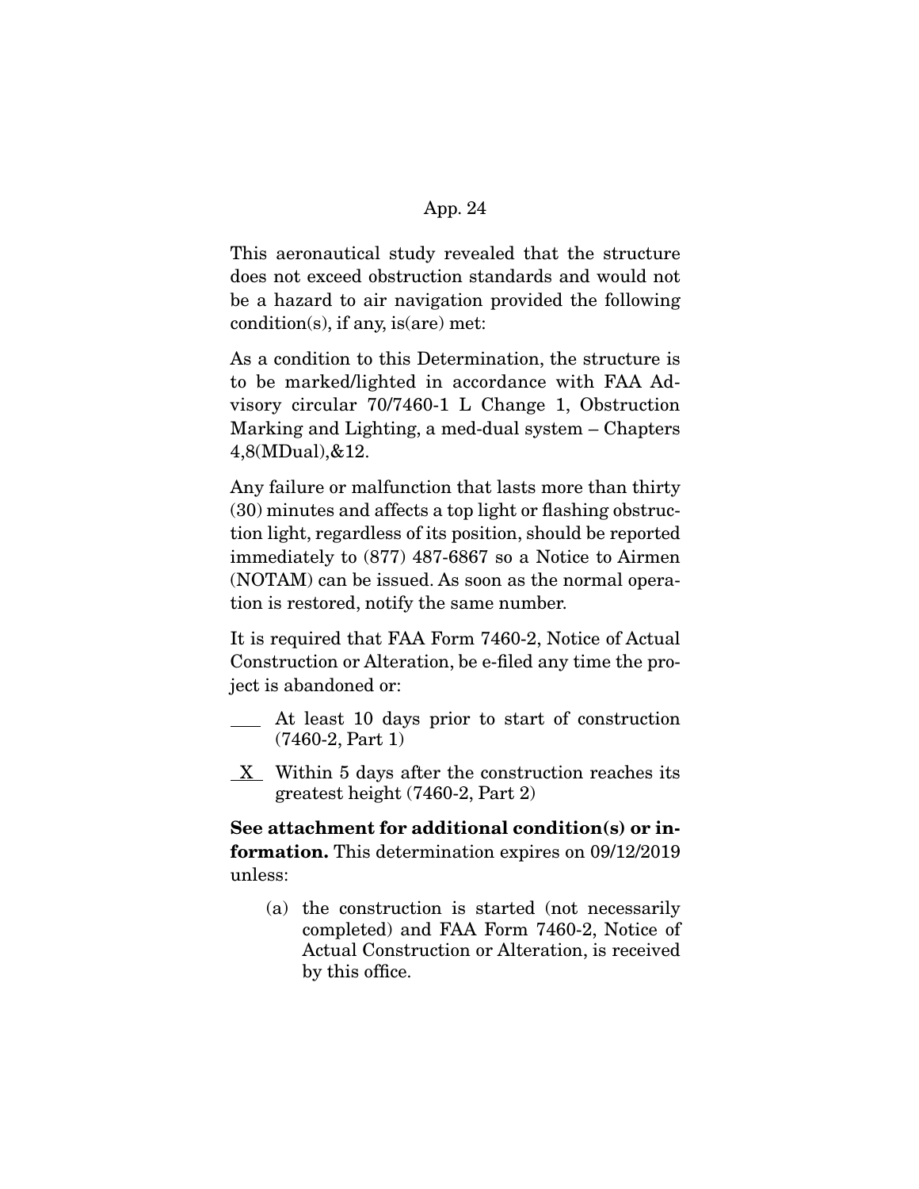This aeronautical study revealed that the structure does not exceed obstruction standards and would not be a hazard to air navigation provided the following condition(s), if any, is(are) met:

As a condition to this Determination, the structure is to be marked/lighted in accordance with FAA Advisory circular 70/7460-1 L Change 1, Obstruction Marking and Lighting, a med-dual system – Chapters 4,8(MDual),&12.

Any failure or malfunction that lasts more than thirty (30) minutes and affects a top light or flashing obstruction light, regardless of its position, should be reported immediately to (877) 487-6867 so a Notice to Airmen (NOTAM) can be issued. As soon as the normal operation is restored, notify the same number.

It is required that FAA Form 7460-2, Notice of Actual Construction or Alteration, be e-filed any time the project is abandoned or:

\_\_\_\_ At least 10 days prior to start of construction (7460-2, Part 1)

\_X\_ Within 5 days after the construction reaches its greatest height (7460-2, Part 2)

**See attachment for additional condition(s) or information.** This determination expires on 09/12/2019 unless:

(a) the construction is started (not necessarily completed) and FAA Form 7460-2, Notice of Actual Construction or Alteration, is received by this office.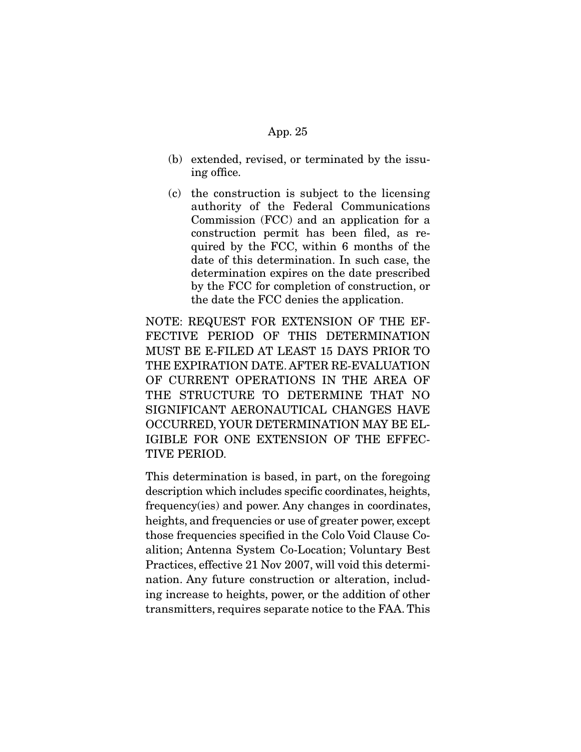(b) extended, revised, or terminated by the issuing office.

(c) the construction is subject to the licensing authority of the Federal Communications Commission (FCC) and an application for a construction permit has been filed, as required by the FCC, within 6 months of the date of this determination. In such case, the determination expires on the date prescribed by the FCC for completion of construction, or the date the FCC denies the application.

NOTE: REQUEST FOR EXTENSION OF THE EFFECTIVE PERIOD OF THIS DETERMINATION MUST BE E-FILED AT LEAST 15 DAYS PRIOR TO THE EXPIRATION DATE. AFTER RE-EVALUATION OF CURRENT OPERATIONS IN THE AREA OF THE STRUCTURE TO DETERMINE THAT NO SIGNIFICANT AERONAUTICAL CHANGES HAVE OCCURRED, YOUR DETERMINATION MAY BE ELIGIBLE FOR ONE EXTENSION OF THE EFFECTIVE PERIOD.

This determination is based, in part, on the foregoing description which includes specific coordinates, heights, frequency(ies) and power. Any changes in coordinates, heights, and frequencies or use of greater power, except those frequencies specified in the Colo Void Clause Coalition; Antenna System Co-Location; Voluntary Best Practices, effective 21 Nov 2007, will void this determination. Any future construction or alteration, including increase to heights, power, or the addition of other transmitters, requires separate notice to the FAA. This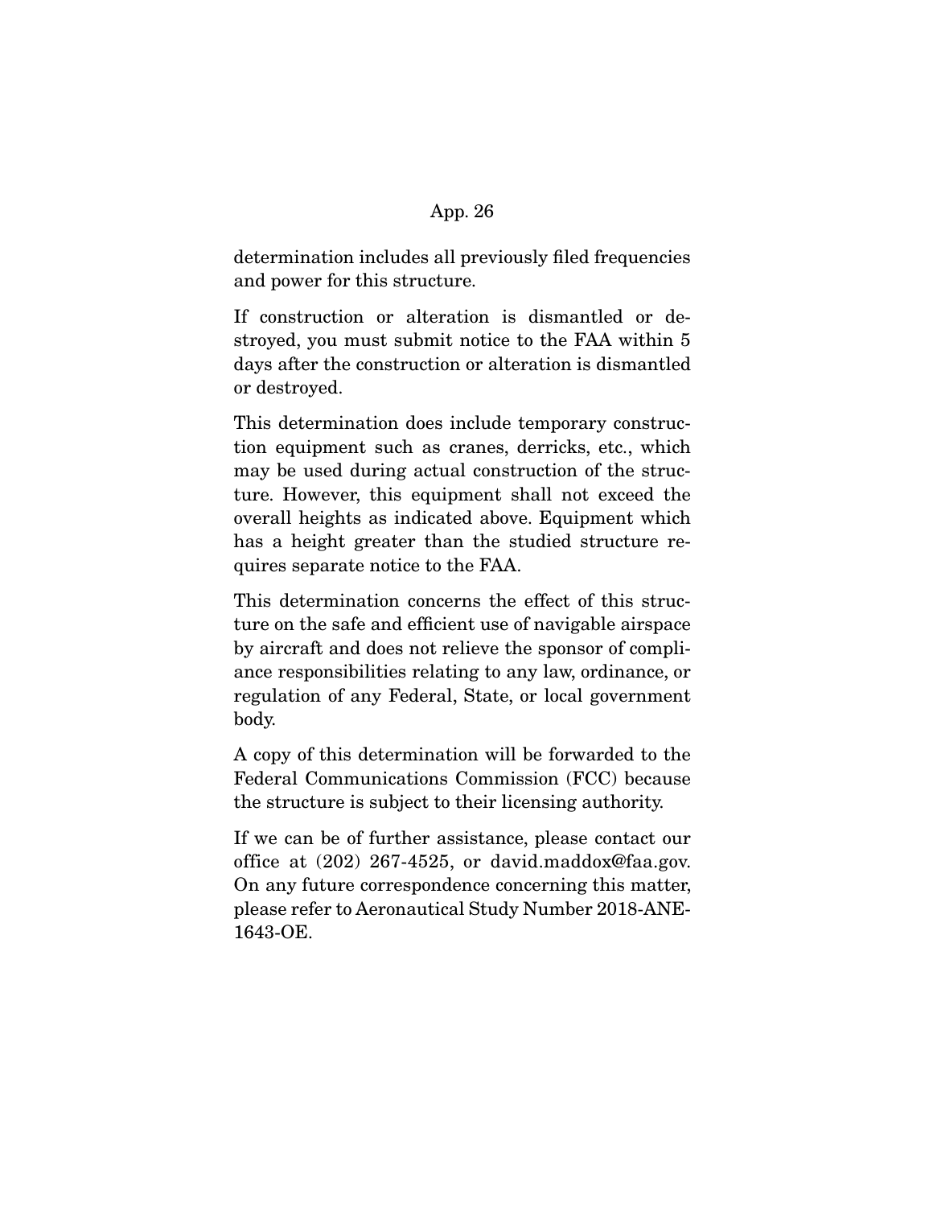determination includes all previously filed frequencies and power for this structure.

If construction or alteration is dismantled or destroyed, you must submit notice to the FAA within 5 days after the construction or alteration is dismantled or destroyed.

This determination does include temporary construction equipment such as cranes, derricks, etc., which may be used during actual construction of the structure. However, this equipment shall not exceed the overall heights as indicated above. Equipment which has a height greater than the studied structure requires separate notice to the FAA.

This determination concerns the effect of this structure on the safe and efficient use of navigable airspace by aircraft and does not relieve the sponsor of compliance responsibilities relating to any law, ordinance, or regulation of any Federal, State, or local government body.

A copy of this determination will be forwarded to the Federal Communications Commission (FCC) because the structure is subject to their licensing authority.

If we can be of further assistance, please contact our office at (202) 267-4525, or david.maddox@faa.gov. On any future correspondence concerning this matter, please refer to Aeronautical Study Number 2018-ANE-1643-OE.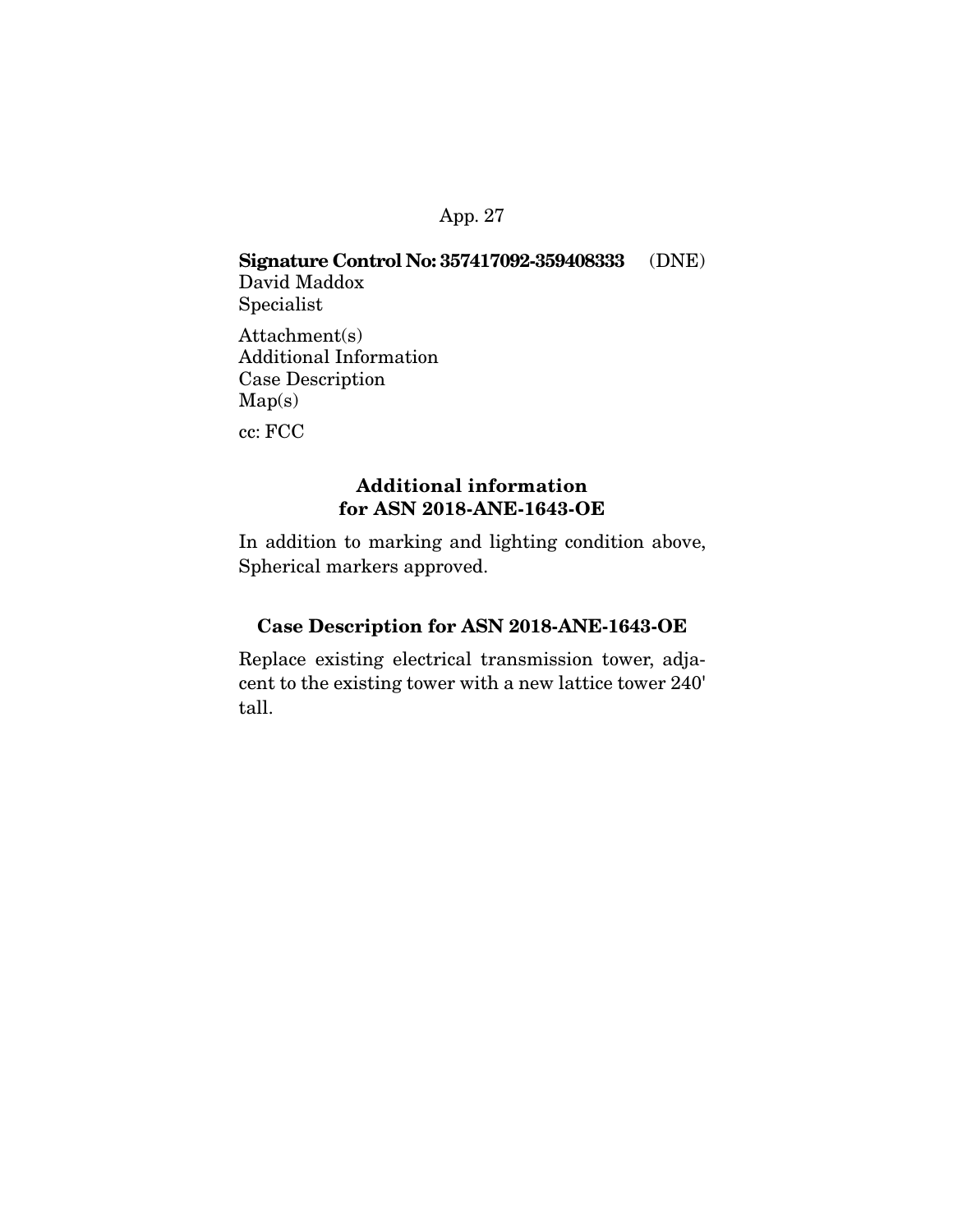**Signature Control No: 357417092-359408333** (DNE)
David Maddox
Specialist

Attachment(s)
Additional Information
Case Description
Map(s)

cc: FCC

## Additional information for ASN 2018-ANE-1643-OE

In addition to marking and lighting condition above, Spherical markers approved.

## Case Description for ASN 2018-ANE-1643-OE

Replace existing electrical transmission tower, adjacent to the existing tower with a new lattice tower 240' tall.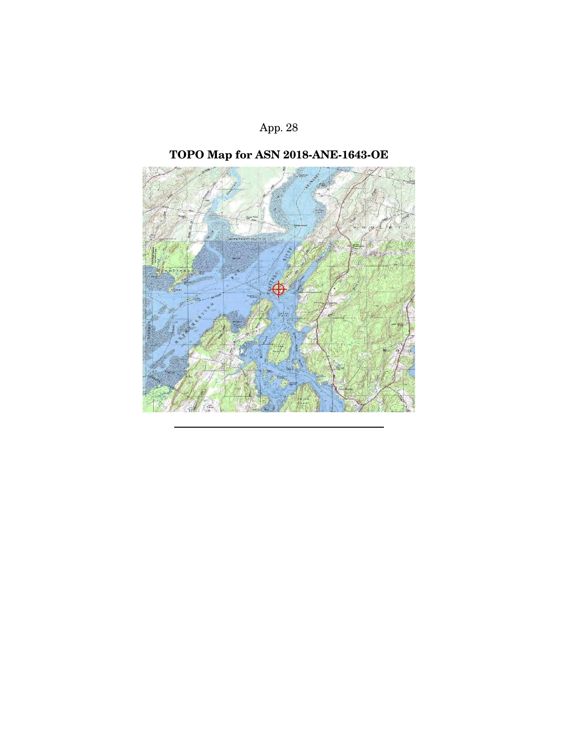App. 28

## TOPO Map for ASN 2018-ANE-1643-OE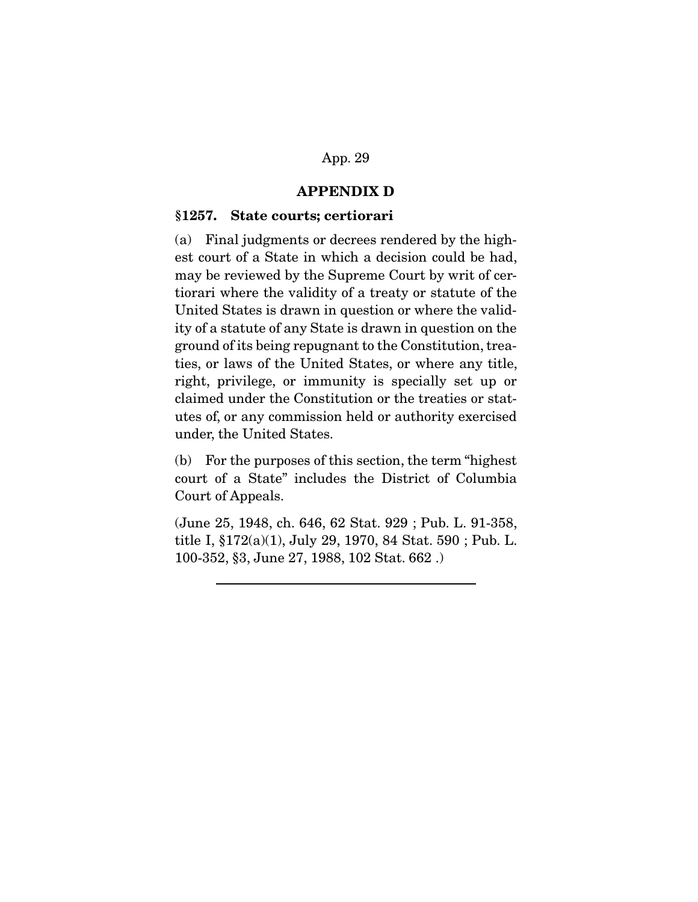## APPENDIX D

### §1257. State courts; certiorari

(a) Final judgments or decrees rendered by the highest court of a State in which a decision could be had, may be reviewed by the Supreme Court by writ of certiorari where the validity of a treaty or statute of the United States is drawn in question or where the validity of a statute of any State is drawn in question on the ground of its being repugnant to the Constitution, treaties, or laws of the United States, or where any title, right, privilege, or immunity is specially set up or claimed under the Constitution or the treaties or statutes of, or any commission held or authority exercised under, the United States.

(b) For the purposes of this section, the term "highest court of a State" includes the District of Columbia Court of Appeals.

(June 25, 1948, ch. 646, 62 Stat. 929 ; Pub. L. 91-358, title I, §172(a)(1), July 29, 1970, 84 Stat. 590 ; Pub. L. 100-352, §3, June 27, 1988, 102 Stat. 662 .)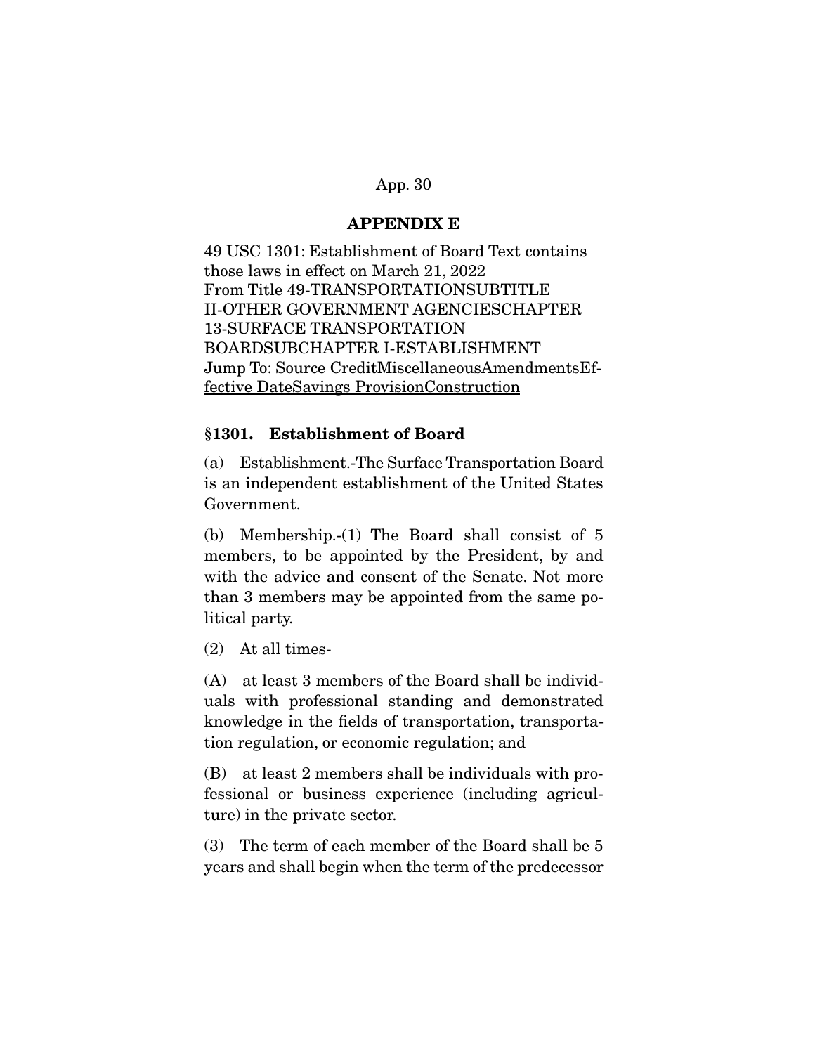## APPENDIX E

49 USC 1301: Establishment of Board Text contains those laws in effect on March 21, 2022
From Title 49-TRANSPORTATIONSUBTITLE II-OTHER GOVERNMENT AGENCIESCHAPTER 13-SURFACE TRANSPORTATION BOARDSUBCHAPTER I-ESTABLISHMENT
Jump To: Source CreditMiscellaneousAmendmentsEffective DateSavings ProvisionConstruction

### §1301. Establishment of Board

(a) Establishment.-The Surface Transportation Board is an independent establishment of the United States Government.

(b) Membership.-(1) The Board shall consist of 5 members, to be appointed by the President, by and with the advice and consent of the Senate. Not more than 3 members may be appointed from the same political party.

(2) At all times-

(A) at least 3 members of the Board shall be individuals with professional standing and demonstrated knowledge in the fields of transportation, transportation regulation, or economic regulation; and

(B) at least 2 members shall be individuals with professional or business experience (including agriculture) in the private sector.

(3) The term of each member of the Board shall be 5 years and shall begin when the term of the predecessor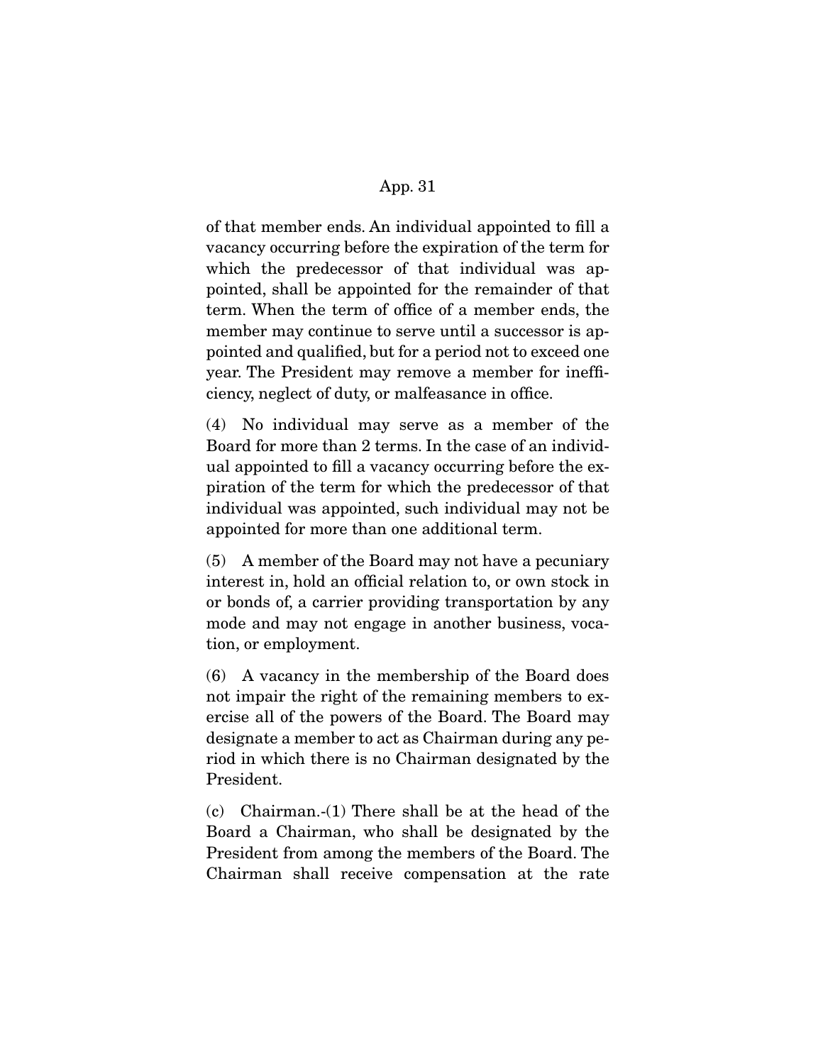of that member ends. An individual appointed to fill a vacancy occurring before the expiration of the term for which the predecessor of that individual was appointed, shall be appointed for the remainder of that term. When the term of office of a member ends, the member may continue to serve until a successor is appointed and qualified, but for a period not to exceed one year. The President may remove a member for inefficiency, neglect of duty, or malfeasance in office.

(4) No individual may serve as a member of the Board for more than 2 terms. In the case of an individual appointed to fill a vacancy occurring before the expiration of the term for which the predecessor of that individual was appointed, such individual may not be appointed for more than one additional term.

(5) A member of the Board may not have a pecuniary interest in, hold an official relation to, or own stock in or bonds of, a carrier providing transportation by any mode and may not engage in another business, vocation, or employment.

(6) A vacancy in the membership of the Board does not impair the right of the remaining members to exercise all of the powers of the Board. The Board may designate a member to act as Chairman during any period in which there is no Chairman designated by the President.

(c) Chairman.-(1) There shall be at the head of the Board a Chairman, who shall be designated by the President from among the members of the Board. The Chairman shall receive compensation at the rate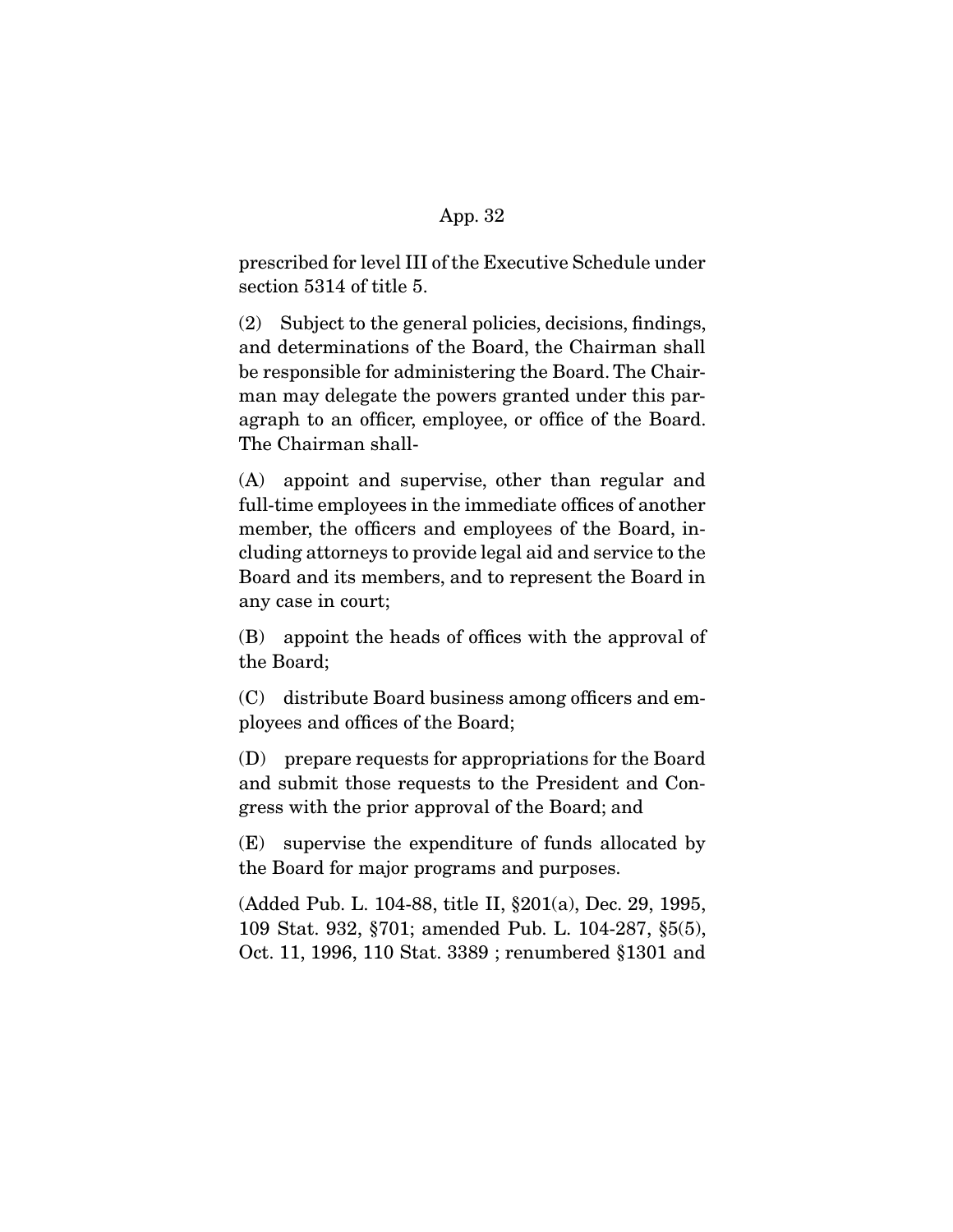prescribed for level III of the Executive Schedule under section 5314 of title 5.

(2) Subject to the general policies, decisions, findings, and determinations of the Board, the Chairman shall be responsible for administering the Board. The Chairman may delegate the powers granted under this paragraph to an officer, employee, or office of the Board. The Chairman shall-

(A) appoint and supervise, other than regular and full-time employees in the immediate offices of another member, the officers and employees of the Board, including attorneys to provide legal aid and service to the Board and its members, and to represent the Board in any case in court;

(B) appoint the heads of offices with the approval of the Board;

(C) distribute Board business among officers and employees and offices of the Board;

(D) prepare requests for appropriations for the Board and submit those requests to the President and Congress with the prior approval of the Board; and

(E) supervise the expenditure of funds allocated by the Board for major programs and purposes.

(Added Pub. L. 104-88, title II, §201(a), Dec. 29, 1995, 109 Stat. 932, §701; amended Pub. L. 104-287, §5(5), Oct. 11, 1996, 110 Stat. 3389 ; renumbered §1301 and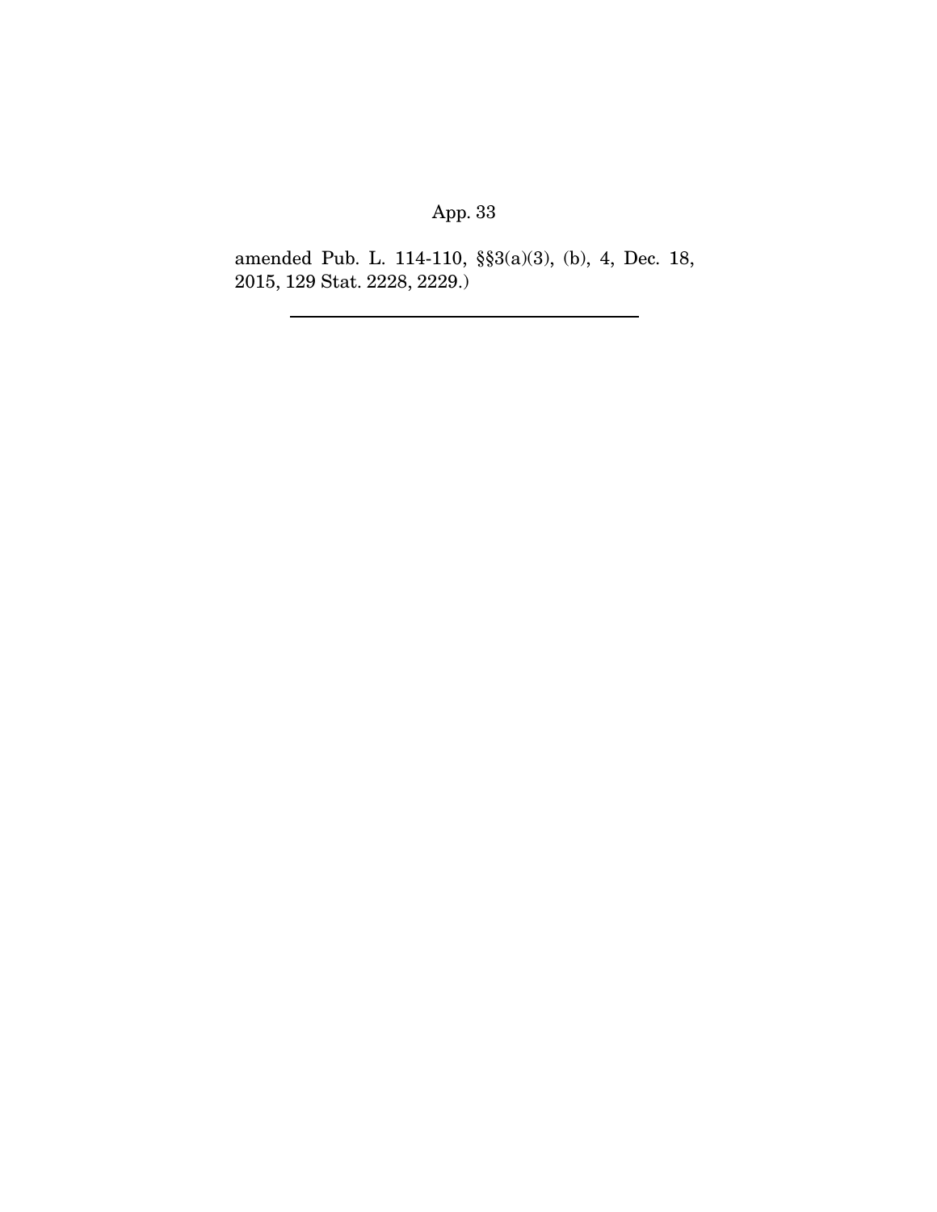amended Pub. L. 114-110, §§3(a)(3), (b), 4, Dec. 18, 2015, 129 Stat. 2228, 2229.)

---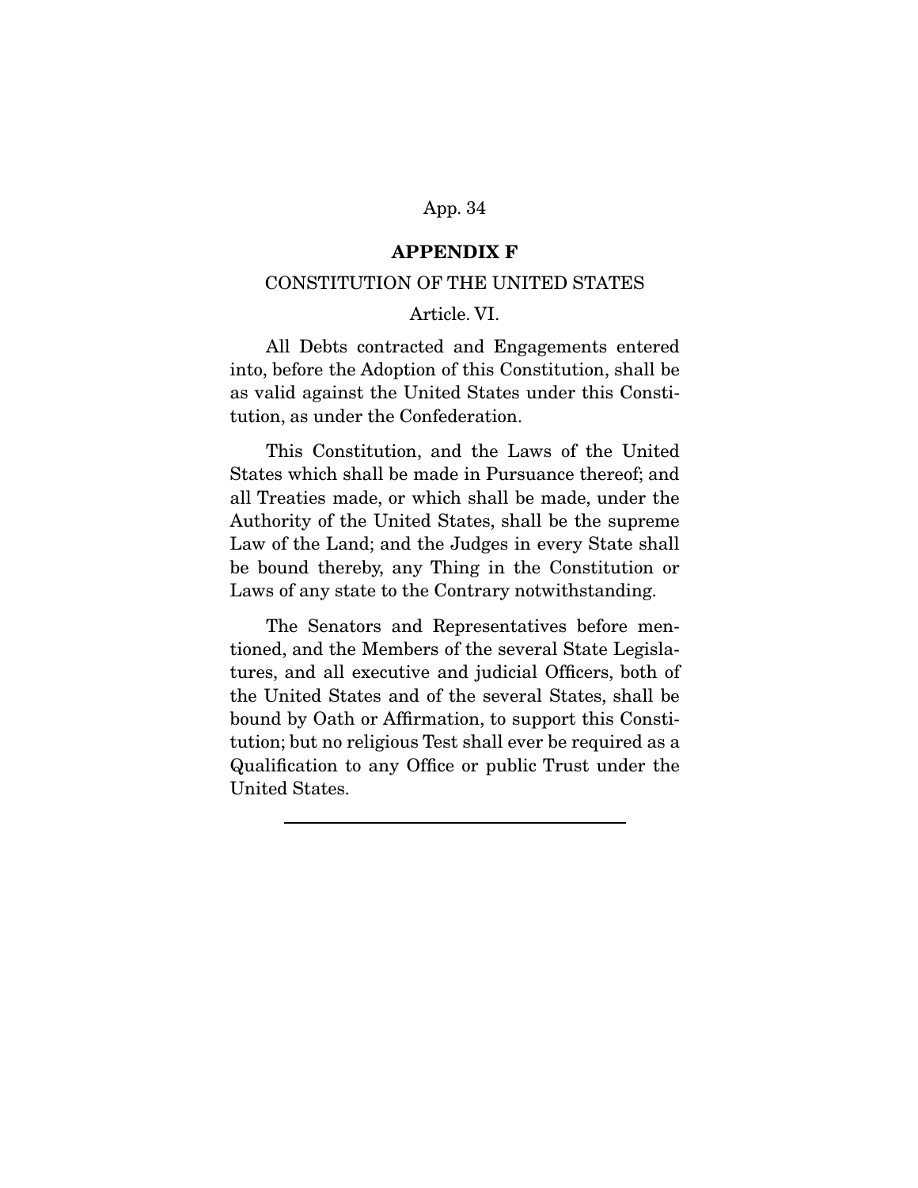## APPENDIX F

### CONSTITUTION OF THE UNITED STATES

#### Article. VI.

All Debts contracted and Engagements entered into, before the Adoption of this Constitution, shall be as valid against the United States under this Constitution, as under the Confederation.

This Constitution, and the Laws of the United States which shall be made in Pursuance thereof; and all Treaties made, or which shall be made, under the Authority of the United States, shall be the supreme Law of the Land; and the Judges in every State shall be bound thereby, any Thing in the Constitution or Laws of any state to the Contrary notwithstanding.

The Senators and Representatives before mentioned, and the Members of the several State Legislatures, and all executive and judicial Officers, both of the United States and of the several States, shall be bound by Oath or Affirmation, to support this Constitution; but no religious Test shall ever be required as a Qualification to any Office or public Trust under the United States.